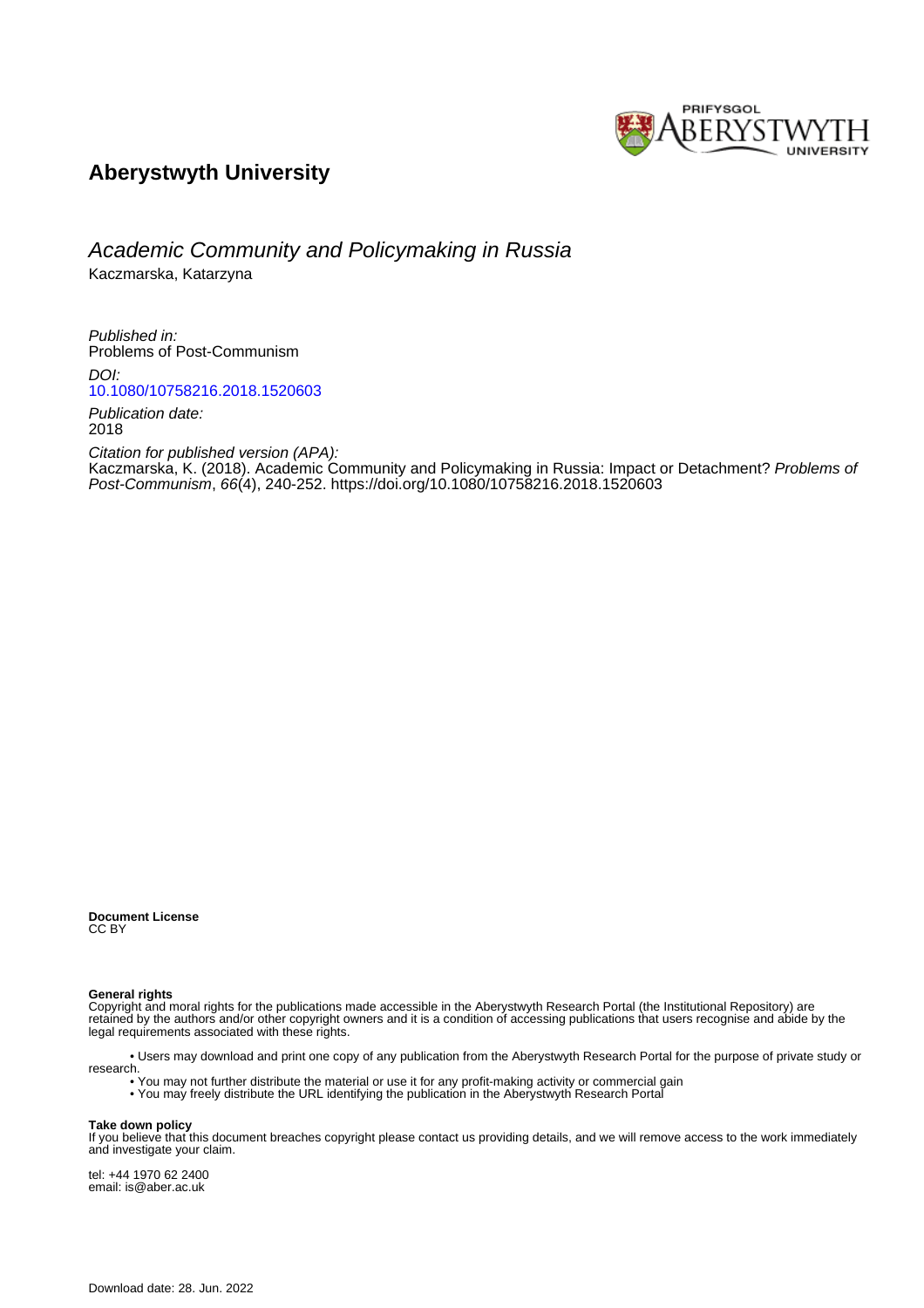# Aberystwyth University

## Academic Community and Policymaking in Russia

Kaczmarska, Katarzyna

*Published in:*
Problems of Post-Communism

*DOI:*
[10.1080/10758216.2018.1520603](https://doi.org/10.1080/10758216.2018.1520603)

*Publication date:*
2018

*Citation for published version (APA):*
Kaczmarska, K. (2018). Academic Community and Policymaking in Russia: Impact or Detachment? *Problems of Post-Communism*, *66*(4), 240-252. https://doi.org/10.1080/10758216.2018.1520603

**Document License**
CC BY

**General rights**
Copyright and moral rights for the publications made accessible in the Aberystwyth Research Portal (the Institutional Repository) are retained by the authors and/or other copyright owners and it is a condition of accessing publications that users recognise and abide by the legal requirements associated with these rights.

- Users may download and print one copy of any publication from the Aberystwyth Research Portal for the purpose of private study or research.
- You may not further distribute the material or use it for any profit-making activity or commercial gain
- You may freely distribute the URL identifying the publication in the Aberystwyth Research Portal

**Take down policy**
If you believe that this document breaches copyright please contact us providing details, and we will remove access to the work immediately and investigate your claim.

tel: +44 1970 62 2400
email: is@aber.ac.uk

Download date: 28. Jun. 2022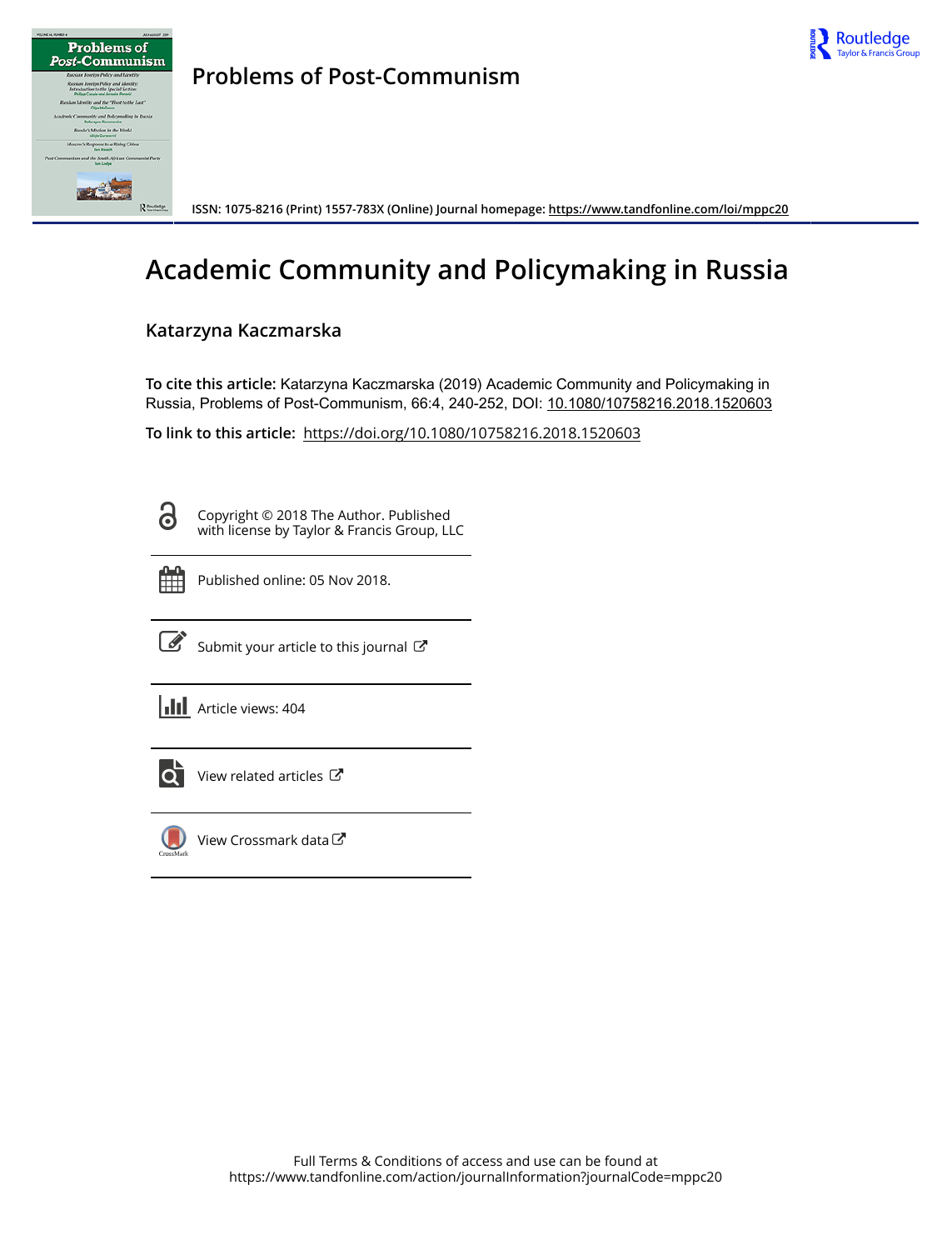# Problems of Post-Communism

ISSN: 1075-8216 (Print) 1557-783X (Online) Journal homepage: https://www.tandfonline.com/loi/mppc20

# Academic Community and Policymaking in Russia

## Katarzyna Kaczmarska

**To cite this article:** Katarzyna Kaczmarska (2019) Academic Community and Policymaking in Russia, Problems of Post-Communism, 66:4, 240-252, DOI: 10.1080/10758216.2018.1520603

**To link to this article:** https://doi.org/10.1080/10758216.2018.1520603

Copyright © 2018 The Author. Published with license by Taylor & Francis Group, LLC

Published online: 05 Nov 2018.

Submit your article to this journal

Article views: 404

View related articles

View Crossmark data

Full Terms & Conditions of access and use can be found at https://www.tandfonline.com/action/journalInformation?journalCode=mppc20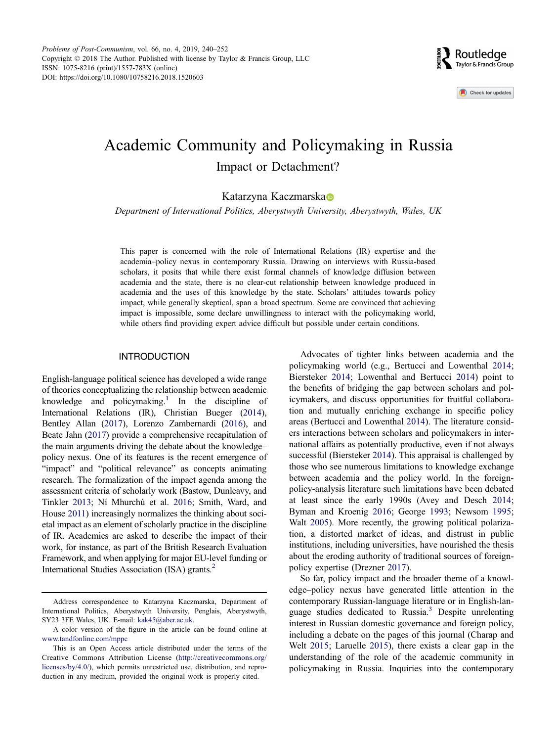# Academic Community and Policymaking in Russia

## Impact or Detachment?

Katarzyna Kaczmarska

*Department of International Politics, Aberystwyth University, Aberystwyth, Wales, UK*

This paper is concerned with the role of International Relations (IR) expertise and the academia–policy nexus in contemporary Russia. Drawing on interviews with Russia-based scholars, it posits that while there exist formal channels of knowledge diffusion between academia and the state, there is no clear-cut relationship between knowledge produced in academia and the uses of this knowledge by the state. Scholars' attitudes towards policy impact, while generally skeptical, span a broad spectrum. Some are convinced that achieving impact is impossible, some declare unwillingness to interact with the policymaking world, while others find providing expert advice difficult but possible under certain conditions.

## INTRODUCTION

English-language political science has developed a wide range of theories conceptualizing the relationship between academic knowledge and policymaking.[1] In the discipline of International Relations (IR), Christian Bueger (2014), Bentley Allan (2017), Lorenzo Zambernardi (2016), and Beate Jahn (2017) provide a comprehensive recapitulation of the main arguments driving the debate about the knowledge–policy nexus. One of its features is the recent emergence of "impact" and "political relevance" as concepts animating research. The formalization of the impact agenda among the assessment criteria of scholarly work (Bastow, Dunleavy, and Tinkler 2013; Ní Mhurchú et al. 2016; Smith, Ward, and House 2011) increasingly normalizes the thinking about societal impact as an element of scholarly practice in the discipline of IR. Academics are asked to describe the impact of their work, for instance, as part of the British Research Evaluation Framework, and when applying for major EU-level funding or International Studies Association (ISA) grants.[2]

Advocates of tighter links between academia and the policymaking world (e.g., Bertucci and Lowenthal 2014; Biersteker 2014; Lowenthal and Bertucci 2014) point to the benefits of bridging the gap between scholars and policymakers, and discuss opportunities for fruitful collaboration and mutually enriching exchange in specific policy areas (Bertucci and Lowenthal 2014). The literature considers interactions between scholars and policymakers in international affairs as potentially productive, even if not always successful (Biersteker 2014). This appraisal is challenged by those who see numerous limitations to knowledge exchange between academia and the policy world. In the foreign-policy-analysis literature such limitations have been debated at least since the early 1990s (Avey and Desch 2014; Byman and Kroenig 2016; George 1993; Newsom 1995; Walt 2005). More recently, the growing political polarization, a distorted market of ideas, and distrust in public institutions, including universities, have nourished the thesis about the eroding authority of traditional sources of foreign-policy expertise (Drezner 2017).

So far, policy impact and the broader theme of a knowledge–policy nexus have generated little attention in the contemporary Russian-language literature or in English-language studies dedicated to Russia.[3] Despite unrelenting interest in Russian domestic governance and foreign policy, including a debate on the pages of this journal (Charap and Welt 2015; Laruelle 2015), there exists a clear gap in the understanding of the role of the academic community in policymaking in Russia. Inquiries into the contemporary

---

Address correspondence to Katarzyna Kaczmarska, Department of International Politics, Aberystwyth University, Penglais, Aberystwyth, SY23 3FE Wales, UK. E-mail: kak45@aber.ac.uk.

A color version of the figure in the article can be found online at www.tandfonline.com/mppc

This is an Open Access article distributed under the terms of the Creative Commons Attribution License (http://creativecommons.org/licenses/by/4.0/), which permits unrestricted use, distribution, and reproduction in any medium, provided the original work is properly cited.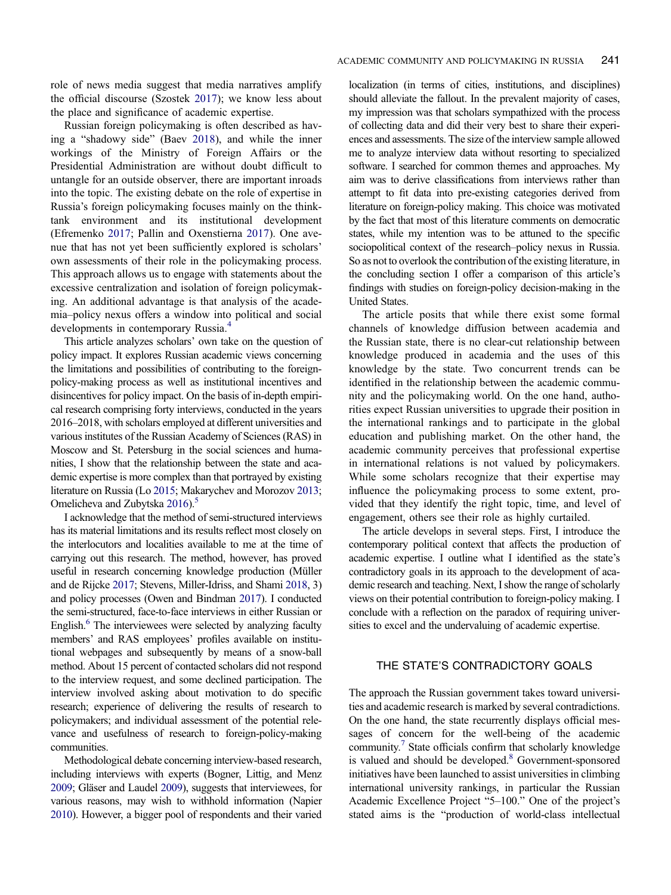role of news media suggest that media narratives amplify the official discourse (Szostek 2017); we know less about the place and significance of academic expertise.

Russian foreign policymaking is often described as having a "shadowy side" (Baev 2018), and while the inner workings of the Ministry of Foreign Affairs or the Presidential Administration are without doubt difficult to untangle for an outside observer, there are important inroads into the topic. The existing debate on the role of expertise in Russia's foreign policymaking focuses mainly on the think-tank environment and its institutional development (Efremenko 2017; Pallin and Oxenstierna 2017). One avenue that has not yet been sufficiently explored is scholars' own assessments of their role in the policymaking process. This approach allows us to engage with statements about the excessive centralization and isolation of foreign policymaking. An additional advantage is that analysis of the academia–policy nexus offers a window into political and social developments in contemporary Russia.[4]

This article analyzes scholars' own take on the question of policy impact. It explores Russian academic views concerning the limitations and possibilities of contributing to the foreign-policy-making process as well as institutional incentives and disincentives for policy impact. On the basis of in-depth empirical research comprising forty interviews, conducted in the years 2016–2018, with scholars employed at different universities and various institutes of the Russian Academy of Sciences (RAS) in Moscow and St. Petersburg in the social sciences and humanities, I show that the relationship between the state and academic expertise is more complex than that portrayed by existing literature on Russia (Lo 2015; Makarychev and Morozov 2013; Omelicheva and Zubytska 2016).[5]

I acknowledge that the method of semi-structured interviews has its material limitations and its results reflect most closely on the interlocutors and localities available to me at the time of carrying out this research. The method, however, has proved useful in research concerning knowledge production (Müller and de Rijcke 2017; Stevens, Miller-Idriss, and Shami 2018, 3) and policy processes (Owen and Bindman 2017). I conducted the semi-structured, face-to-face interviews in either Russian or English.[6] The interviewees were selected by analyzing faculty members' and RAS employees' profiles available on institutional webpages and subsequently by means of a snow-ball method. About 15 percent of contacted scholars did not respond to the interview request, and some declined participation. The interview involved asking about motivation to do specific research; experience of delivering the results of research to policymakers; and individual assessment of the potential relevance and usefulness of research to foreign-policy-making communities.

Methodological debate concerning interview-based research, including interviews with experts (Bogner, Littig, and Menz 2009; Gläser and Laudel 2009), suggests that interviewees, for various reasons, may wish to withhold information (Napier 2010). However, a bigger pool of respondents and their varied localization (in terms of cities, institutions, and disciplines) should alleviate the fallout. In the prevalent majority of cases, my impression was that scholars sympathized with the process of collecting data and did their very best to share their experiences and assessments. The size of the interview sample allowed me to analyze interview data without resorting to specialized software. I searched for common themes and approaches. My aim was to derive classifications from interviews rather than attempt to fit data into pre-existing categories derived from literature on foreign-policy making. This choice was motivated by the fact that most of this literature comments on democratic states, while my intention was to be attuned to the specific sociopolitical context of the research–policy nexus in Russia. So as not to overlook the contribution of the existing literature, in the concluding section I offer a comparison of this article's findings with studies on foreign-policy decision-making in the United States.

The article posits that while there exist some formal channels of knowledge diffusion between academia and the Russian state, there is no clear-cut relationship between knowledge produced in academia and the uses of this knowledge by the state. Two concurrent trends can be identified in the relationship between the academic community and the policymaking world. On the one hand, authorities expect Russian universities to upgrade their position in the international rankings and to participate in the global education and publishing market. On the other hand, the academic community perceives that professional expertise in international relations is not valued by policymakers. While some scholars recognize that their expertise may influence the policymaking process to some extent, provided that they identify the right topic, time, and level of engagement, others see their role as highly curtailed.

The article develops in several steps. First, I introduce the contemporary political context that affects the production of academic expertise. I outline what I identified as the state's contradictory goals in its approach to the development of academic research and teaching. Next, I show the range of scholarly views on their potential contribution to foreign-policy making. I conclude with a reflection on the paradox of requiring universities to excel and the undervaluing of academic expertise.

## THE STATE'S CONTRADICTORY GOALS

The approach the Russian government takes toward universities and academic research is marked by several contradictions. On the one hand, the state recurrently displays official messages of concern for the well-being of the academic community.[7] State officials confirm that scholarly knowledge is valued and should be developed.[8] Government-sponsored initiatives have been launched to assist universities in climbing international university rankings, in particular the Russian Academic Excellence Project "5–100." One of the project's stated aims is the "production of world-class intellectual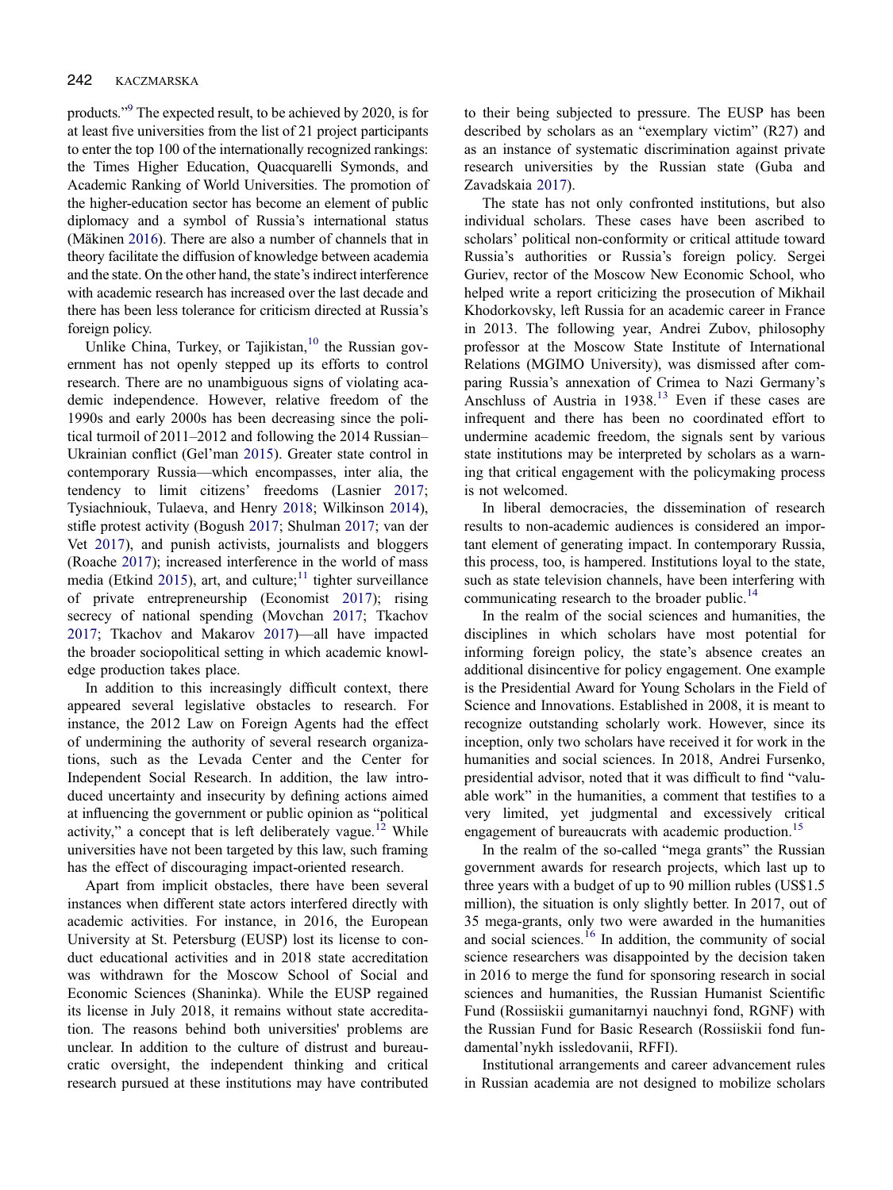products."[9] The expected result, to be achieved by 2020, is for at least five universities from the list of 21 project participants to enter the top 100 of the internationally recognized rankings: the Times Higher Education, Quacquarelli Symonds, and Academic Ranking of World Universities. The promotion of the higher-education sector has become an element of public diplomacy and a symbol of Russia's international status (Mäkinen 2016). There are also a number of channels that in theory facilitate the diffusion of knowledge between academia and the state. On the other hand, the state's indirect interference with academic research has increased over the last decade and there has been less tolerance for criticism directed at Russia's foreign policy.

Unlike China, Turkey, or Tajikistan,[10] the Russian government has not openly stepped up its efforts to control research. There are no unambiguous signs of violating academic independence. However, relative freedom of the 1990s and early 2000s has been decreasing since the political turmoil of 2011–2012 and following the 2014 Russian–Ukrainian conflict (Gel'man 2015). Greater state control in contemporary Russia—which encompasses, inter alia, the tendency to limit citizens' freedoms (Lasnier 2017; Tysiachniouk, Tulaeva, and Henry 2018; Wilkinson 2014), stifle protest activity (Bogush 2017; Shulman 2017; van der Vet 2017), and punish activists, journalists and bloggers (Roache 2017); increased interference in the world of mass media (Etkind 2015), art, and culture;[11] tighter surveillance of private entrepreneurship (Economist 2017); rising secrecy of national spending (Movchan 2017; Tkachov 2017; Tkachov and Makarov 2017)—all have impacted the broader sociopolitical setting in which academic knowledge production takes place.

In addition to this increasingly difficult context, there appeared several legislative obstacles to research. For instance, the 2012 Law on Foreign Agents had the effect of undermining the authority of several research organizations, such as the Levada Center and the Center for Independent Social Research. In addition, the law introduced uncertainty and insecurity by defining actions aimed at influencing the government or public opinion as "political activity," a concept that is left deliberately vague.[12] While universities have not been targeted by this law, such framing has the effect of discouraging impact-oriented research.

Apart from implicit obstacles, there have been several instances when different state actors interfered directly with academic activities. For instance, in 2016, the European University at St. Petersburg (EUSP) lost its license to conduct educational activities and in 2018 state accreditation was withdrawn for the Moscow School of Social and Economic Sciences (Shaninka). While the EUSP regained its license in July 2018, it remains without state accreditation. The reasons behind both universities' problems are unclear. In addition to the culture of distrust and bureaucratic oversight, the independent thinking and critical research pursued at these institutions may have contributed to their being subjected to pressure. The EUSP has been described by scholars as an "exemplary victim" (R27) and as an instance of systematic discrimination against private research universities by the Russian state (Guba and Zavadskaia 2017).

The state has not only confronted institutions, but also individual scholars. These cases have been ascribed to scholars' political non-conformity or critical attitude toward Russia's authorities or Russia's foreign policy. Sergei Guriev, rector of the Moscow New Economic School, who helped write a report criticizing the prosecution of Mikhail Khodorkovsky, left Russia for an academic career in France in 2013. The following year, Andrei Zubov, philosophy professor at the Moscow State Institute of International Relations (MGIMO University), was dismissed after comparing Russia's annexation of Crimea to Nazi Germany's Anschluss of Austria in 1938.[13] Even if these cases are infrequent and there has been no coordinated effort to undermine academic freedom, the signals sent by various state institutions may be interpreted by scholars as a warning that critical engagement with the policymaking process is not welcomed.

In liberal democracies, the dissemination of research results to non-academic audiences is considered an important element of generating impact. In contemporary Russia, this process, too, is hampered. Institutions loyal to the state, such as state television channels, have been interfering with communicating research to the broader public.[14]

In the realm of the social sciences and humanities, the disciplines in which scholars have most potential for informing foreign policy, the state's absence creates an additional disincentive for policy engagement. One example is the Presidential Award for Young Scholars in the Field of Science and Innovations. Established in 2008, it is meant to recognize outstanding scholarly work. However, since its inception, only two scholars have received it for work in the humanities and social sciences. In 2018, Andrei Fursenko, presidential advisor, noted that it was difficult to find "valuable work" in the humanities, a comment that testifies to a very limited, yet judgmental and excessively critical engagement of bureaucrats with academic production.[15]

In the realm of the so-called "mega grants" the Russian government awards for research projects, which last up to three years with a budget of up to 90 million rubles (US$1.5 million), the situation is only slightly better. In 2017, out of 35 mega-grants, only two were awarded in the humanities and social sciences.[16] In addition, the community of social science researchers was disappointed by the decision taken in 2016 to merge the fund for sponsoring research in social sciences and humanities, the Russian Humanist Scientific Fund (Rossiiskii gumanitarnyi nauchnyi fond, RGNF) with the Russian Fund for Basic Research (Rossiiskii fond fundamental'nykh issledovanii, RFFI).

Institutional arrangements and career advancement rules in Russian academia are not designed to mobilize scholars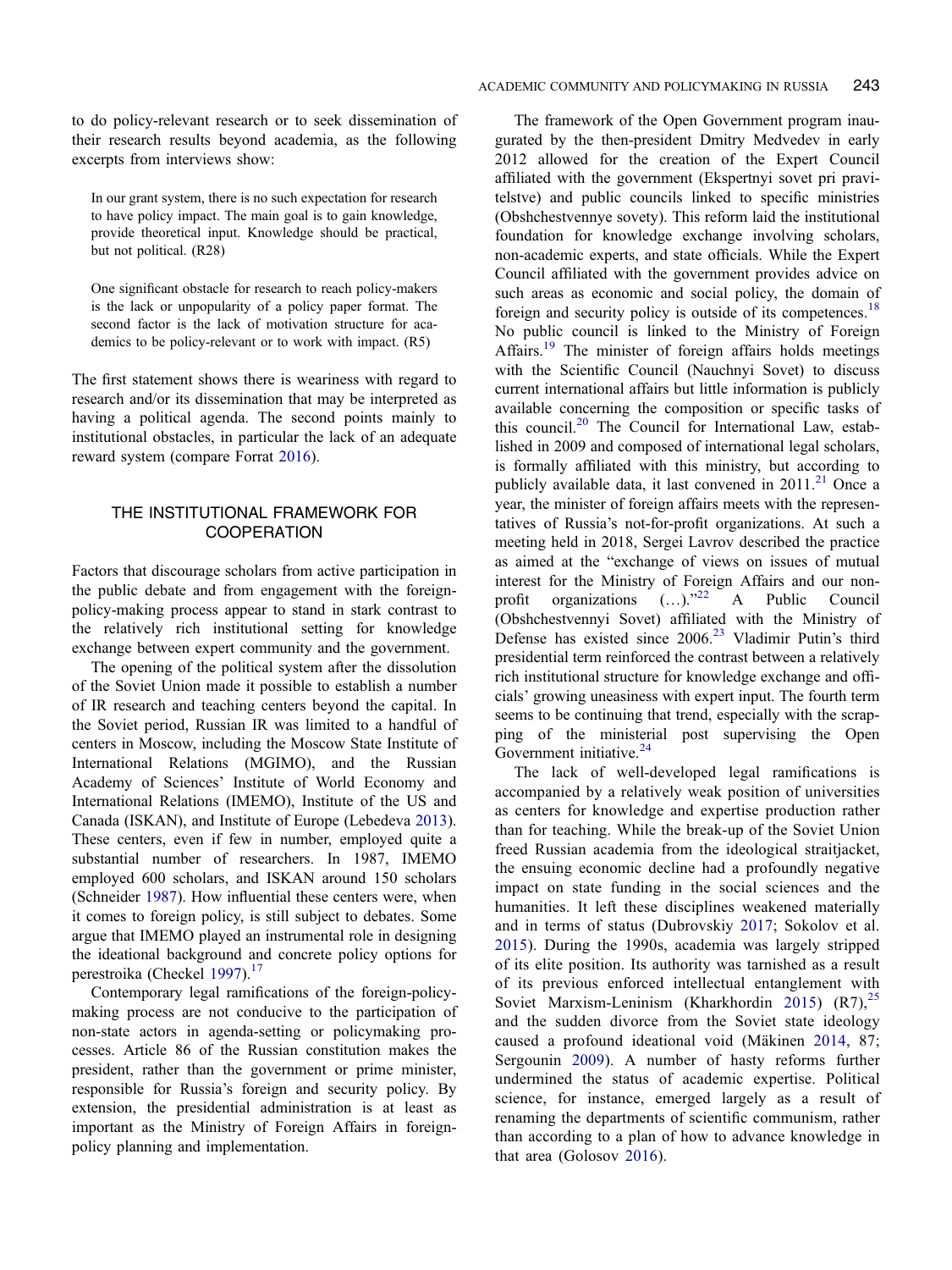to do policy-relevant research or to seek dissemination of their research results beyond academia, as the following excerpts from interviews show:

> In our grant system, there is no such expectation for research to have policy impact. The main goal is to gain knowledge, provide theoretical input. Knowledge should be practical, but not political. (R28)

> One significant obstacle for research to reach policy-makers is the lack or unpopularity of a policy paper format. The second factor is the lack of motivation structure for academics to be policy-relevant or to work with impact. (R5)

The first statement shows there is weariness with regard to research and/or its dissemination that may be interpreted as having a political agenda. The second points mainly to institutional obstacles, in particular the lack of an adequate reward system (compare Forrat 2016).

## THE INSTITUTIONAL FRAMEWORK FOR COOPERATION

Factors that discourage scholars from active participation in the public debate and from engagement with the foreign-policy-making process appear to stand in stark contrast to the relatively rich institutional setting for knowledge exchange between expert community and the government.

The opening of the political system after the dissolution of the Soviet Union made it possible to establish a number of IR research and teaching centers beyond the capital. In the Soviet period, Russian IR was limited to a handful of centers in Moscow, including the Moscow State Institute of International Relations (MGIMO), and the Russian Academy of Sciences' Institute of World Economy and International Relations (IMEMO), Institute of the US and Canada (ISKAN), and Institute of Europe (Lebedeva 2013). These centers, even if few in number, employed quite a substantial number of researchers. In 1987, IMEMO employed 600 scholars, and ISKAN around 150 scholars (Schneider 1987). How influential these centers were, when it comes to foreign policy, is still subject to debates. Some argue that IMEMO played an instrumental role in designing the ideational background and concrete policy options for perestroika (Checkel 1997).[17]

Contemporary legal ramifications of the foreign-policy-making process are not conducive to the participation of non-state actors in agenda-setting or policymaking processes. Article 86 of the Russian constitution makes the president, rather than the government or prime minister, responsible for Russia's foreign and security policy. By extension, the presidential administration is at least as important as the Ministry of Foreign Affairs in foreign-policy planning and implementation.

The framework of the Open Government program inaugurated by the then-president Dmitry Medvedev in early 2012 allowed for the creation of the Expert Council affiliated with the government (Ekspertnyi sovet pri pravitelstve) and public councils linked to specific ministries (Obshchestvennye sovety). This reform laid the institutional foundation for knowledge exchange involving scholars, non-academic experts, and state officials. While the Expert Council affiliated with the government provides advice on such areas as economic and social policy, the domain of foreign and security policy is outside of its competences.[18] No public council is linked to the Ministry of Foreign Affairs.[19] The minister of foreign affairs holds meetings with the Scientific Council (Nauchnyi Sovet) to discuss current international affairs but little information is publicly available concerning the composition or specific tasks of this council.[20] The Council for International Law, established in 2009 and composed of international legal scholars, is formally affiliated with this ministry, but according to publicly available data, it last convened in 2011.[21] Once a year, the minister of foreign affairs meets with the representatives of Russia's not-for-profit organizations. At such a meeting held in 2018, Sergei Lavrov described the practice as aimed at the "exchange of views on issues of mutual interest for the Ministry of Foreign Affairs and our non-profit organizations (…)."[22] A Public Council (Obshchestvennyi Sovet) affiliated with the Ministry of Defense has existed since 2006.[23] Vladimir Putin's third presidential term reinforced the contrast between a relatively rich institutional structure for knowledge exchange and officials' growing uneasiness with expert input. The fourth term seems to be continuing that trend, especially with the scrapping of the ministerial post supervising the Open Government initiative.[24]

The lack of well-developed legal ramifications is accompanied by a relatively weak position of universities as centers for knowledge and expertise production rather than for teaching. While the break-up of the Soviet Union freed Russian academia from the ideological straitjacket, the ensuing economic decline had a profoundly negative impact on state funding in the social sciences and the humanities. It left these disciplines weakened materially and in terms of status (Dubrovskiy 2017; Sokolov et al. 2015). During the 1990s, academia was largely stripped of its elite position. Its authority was tarnished as a result of its previous enforced intellectual entanglement with Soviet Marxism-Leninism (Kharkhordin 2015) (R7),[25] and the sudden divorce from the Soviet state ideology caused a profound ideational void (Mäkinen 2014, 87; Sergounin 2009). A number of hasty reforms further undermined the status of academic expertise. Political science, for instance, emerged largely as a result of renaming the departments of scientific communism, rather than according to a plan of how to advance knowledge in that area (Golosov 2016).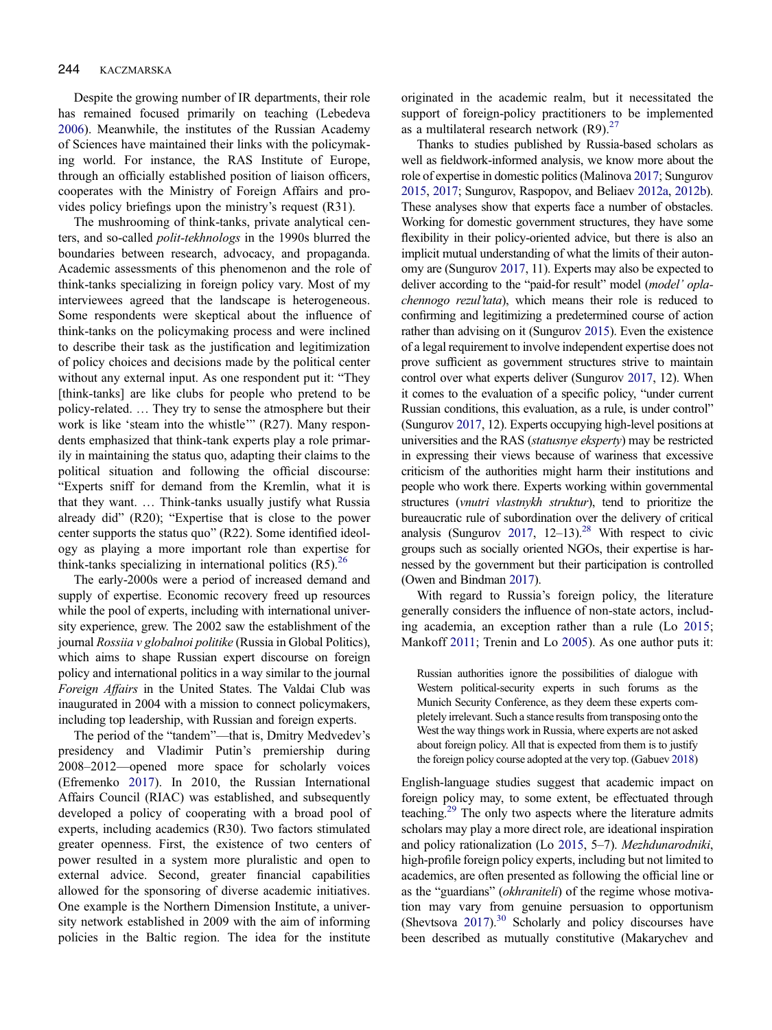Despite the growing number of IR departments, their role has remained focused primarily on teaching (Lebedeva 2006). Meanwhile, the institutes of the Russian Academy of Sciences have maintained their links with the policymaking world. For instance, the RAS Institute of Europe, through an officially established position of liaison officers, cooperates with the Ministry of Foreign Affairs and provides policy briefings upon the ministry's request (R31).

The mushrooming of think-tanks, private analytical centers, and so-called *polit-tekhnologs* in the 1990s blurred the boundaries between research, advocacy, and propaganda. Academic assessments of this phenomenon and the role of think-tanks specializing in foreign policy vary. Most of my interviewees agreed that the landscape is heterogeneous. Some respondents were skeptical about the influence of think-tanks on the policymaking process and were inclined to describe their task as the justification and legitimization of policy choices and decisions made by the political center without any external input. As one respondent put it: "They [think-tanks] are like clubs for people who pretend to be policy-related. … They try to sense the atmosphere but their work is like 'steam into the whistle'" (R27). Many respondents emphasized that think-tank experts play a role primarily in maintaining the status quo, adapting their claims to the political situation and following the official discourse: "Experts sniff for demand from the Kremlin, what it is that they want. … Think-tanks usually justify what Russia already did" (R20); "Expertise that is close to the power center supports the status quo" (R22). Some identified ideology as playing a more important role than expertise for think-tanks specializing in international politics (R5).[26]

The early-2000s were a period of increased demand and supply of expertise. Economic recovery freed up resources while the pool of experts, including with international university experience, grew. The 2002 saw the establishment of the journal *Rossiia v globalnoi politike* (Russia in Global Politics), which aims to shape Russian expert discourse on foreign policy and international politics in a way similar to the journal *Foreign Affairs* in the United States. The Valdai Club was inaugurated in 2004 with a mission to connect policymakers, including top leadership, with Russian and foreign experts.

The period of the "tandem"—that is, Dmitry Medvedev's presidency and Vladimir Putin's premiership during 2008–2012—opened more space for scholarly voices (Efremenko 2017). In 2010, the Russian International Affairs Council (RIAC) was established, and subsequently developed a policy of cooperating with a broad pool of experts, including academics (R30). Two factors stimulated greater openness. First, the existence of two centers of power resulted in a system more pluralistic and open to external advice. Second, greater financial capabilities allowed for the sponsoring of diverse academic initiatives. One example is the Northern Dimension Institute, a university network established in 2009 with the aim of informing policies in the Baltic region. The idea for the institute originated in the academic realm, but it necessitated the support of foreign-policy practitioners to be implemented as a multilateral research network (R9).[27]

Thanks to studies published by Russia-based scholars as well as fieldwork-informed analysis, we know more about the role of expertise in domestic politics (Malinova 2017; Sungurov 2015, 2017; Sungurov, Raspopov, and Beliaev 2012a, 2012b). These analyses show that experts face a number of obstacles. Working for domestic government structures, they have some flexibility in their policy-oriented advice, but there is also an implicit mutual understanding of what the limits of their autonomy are (Sungurov 2017, 11). Experts may also be expected to deliver according to the "paid-for result" model (*model' oplachennogo rezul'tata*), which means their role is reduced to confirming and legitimizing a predetermined course of action rather than advising on it (Sungurov 2015). Even the existence of a legal requirement to involve independent expertise does not prove sufficient as government structures strive to maintain control over what experts deliver (Sungurov 2017, 12). When it comes to the evaluation of a specific policy, "under current Russian conditions, this evaluation, as a rule, is under control" (Sungurov 2017, 12). Experts occupying high-level positions at universities and the RAS (*statusnye eksperty*) may be restricted in expressing their views because of wariness that excessive criticism of the authorities might harm their institutions and people who work there. Experts working within governmental structures (*vnutri vlastnykh struktur*), tend to prioritize the bureaucratic rule of subordination over the delivery of critical analysis (Sungurov 2017, 12–13).[28] With respect to civic groups such as socially oriented NGOs, their expertise is harnessed by the government but their participation is controlled (Owen and Bindman 2017).

With regard to Russia's foreign policy, the literature generally considers the influence of non-state actors, including academia, an exception rather than a rule (Lo 2015; Mankoff 2011; Trenin and Lo 2005). As one author puts it:

> Russian authorities ignore the possibilities of dialogue with Western political-security experts in such forums as the Munich Security Conference, as they deem these experts completely irrelevant. Such a stance results from transposing onto the West the way things work in Russia, where experts are not asked about foreign policy. All that is expected from them is to justify the foreign policy course adopted at the very top. (Gabuev 2018)

English-language studies suggest that academic impact on foreign policy may, to some extent, be effectuated through teaching.[29] The only two aspects where the literature admits scholars may play a more direct role, are ideational inspiration and policy rationalization (Lo 2015, 5–7). *Mezhdunarodniki*, high-profile foreign policy experts, including but not limited to academics, are often presented as following the official line or as the "guardians" (*okhraniteli*) of the regime whose motivation may vary from genuine persuasion to opportunism (Shevtsova 2017).[30] Scholarly and policy discourses have been described as mutually constitutive (Makarychev and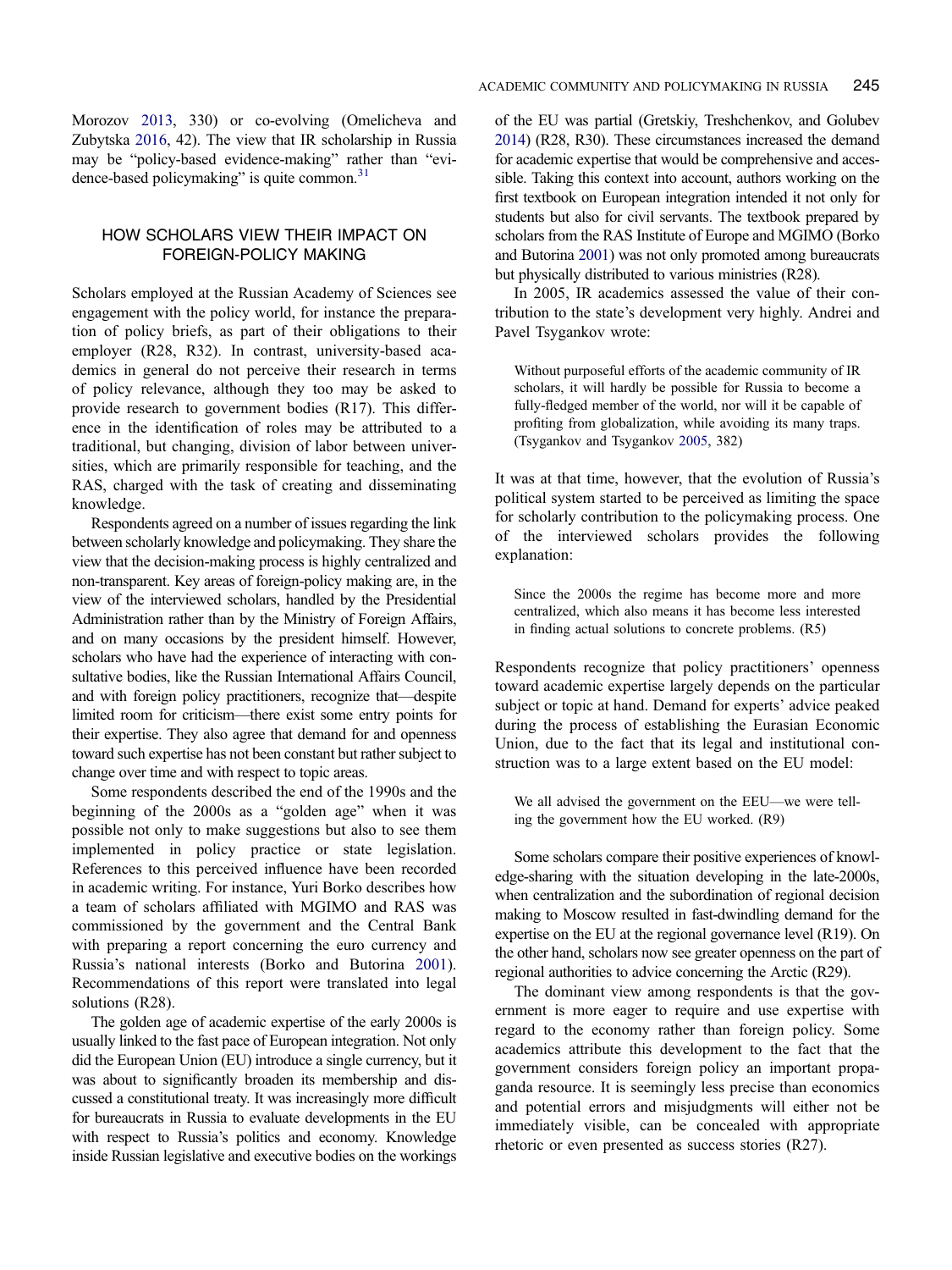Morozov 2013, 330) or co-evolving (Omelicheva and Zubytska 2016, 42). The view that IR scholarship in Russia may be "policy-based evidence-making" rather than "evidence-based policymaking" is quite common.[31]

## HOW SCHOLARS VIEW THEIR IMPACT ON FOREIGN-POLICY MAKING

Scholars employed at the Russian Academy of Sciences see engagement with the policy world, for instance the preparation of policy briefs, as part of their obligations to their employer (R28, R32). In contrast, university-based academics in general do not perceive their research in terms of policy relevance, although they too may be asked to provide research to government bodies (R17). This difference in the identification of roles may be attributed to a traditional, but changing, division of labor between universities, which are primarily responsible for teaching, and the RAS, charged with the task of creating and disseminating knowledge.

Respondents agreed on a number of issues regarding the link between scholarly knowledge and policymaking. They share the view that the decision-making process is highly centralized and non-transparent. Key areas of foreign-policy making are, in the view of the interviewed scholars, handled by the Presidential Administration rather than by the Ministry of Foreign Affairs, and on many occasions by the president himself. However, scholars who have had the experience of interacting with consultative bodies, like the Russian International Affairs Council, and with foreign policy practitioners, recognize that—despite limited room for criticism—there exist some entry points for their expertise. They also agree that demand for and openness toward such expertise has not been constant but rather subject to change over time and with respect to topic areas.

Some respondents described the end of the 1990s and the beginning of the 2000s as a "golden age" when it was possible not only to make suggestions but also to see them implemented in policy practice or state legislation. References to this perceived influence have been recorded in academic writing. For instance, Yuri Borko describes how a team of scholars affiliated with MGIMO and RAS was commissioned by the government and the Central Bank with preparing a report concerning the euro currency and Russia's national interests (Borko and Butorina 2001). Recommendations of this report were translated into legal solutions (R28).

The golden age of academic expertise of the early 2000s is usually linked to the fast pace of European integration. Not only did the European Union (EU) introduce a single currency, but it was about to significantly broaden its membership and discussed a constitutional treaty. It was increasingly more difficult for bureaucrats in Russia to evaluate developments in the EU with respect to Russia's politics and economy. Knowledge inside Russian legislative and executive bodies on the workings of the EU was partial (Gretskiy, Treshchenkov, and Golubev 2014) (R28, R30). These circumstances increased the demand for academic expertise that would be comprehensive and accessible. Taking this context into account, authors working on the first textbook on European integration intended it not only for students but also for civil servants. The textbook prepared by scholars from the RAS Institute of Europe and MGIMO (Borko and Butorina 2001) was not only promoted among bureaucrats but physically distributed to various ministries (R28).

In 2005, IR academics assessed the value of their contribution to the state's development very highly. Andrei and Pavel Tsygankov wrote:

> Without purposeful efforts of the academic community of IR scholars, it will hardly be possible for Russia to become a fully-fledged member of the world, nor will it be capable of profiting from globalization, while avoiding its many traps. (Tsygankov and Tsygankov 2005, 382)

It was at that time, however, that the evolution of Russia's political system started to be perceived as limiting the space for scholarly contribution to the policymaking process. One of the interviewed scholars provides the following explanation:

> Since the 2000s the regime has become more and more centralized, which also means it has become less interested in finding actual solutions to concrete problems. (R5)

Respondents recognize that policy practitioners' openness toward academic expertise largely depends on the particular subject or topic at hand. Demand for experts' advice peaked during the process of establishing the Eurasian Economic Union, due to the fact that its legal and institutional construction was to a large extent based on the EU model:

> We all advised the government on the EEU—we were telling the government how the EU worked. (R9)

Some scholars compare their positive experiences of knowledge-sharing with the situation developing in the late-2000s, when centralization and the subordination of regional decision making to Moscow resulted in fast-dwindling demand for the expertise on the EU at the regional governance level (R19). On the other hand, scholars now see greater openness on the part of regional authorities to advice concerning the Arctic (R29).

The dominant view among respondents is that the government is more eager to require and use expertise with regard to the economy rather than foreign policy. Some academics attribute this development to the fact that the government considers foreign policy an important propaganda resource. It is seemingly less precise than economics and potential errors and misjudgments will either not be immediately visible, can be concealed with appropriate rhetoric or even presented as success stories (R27).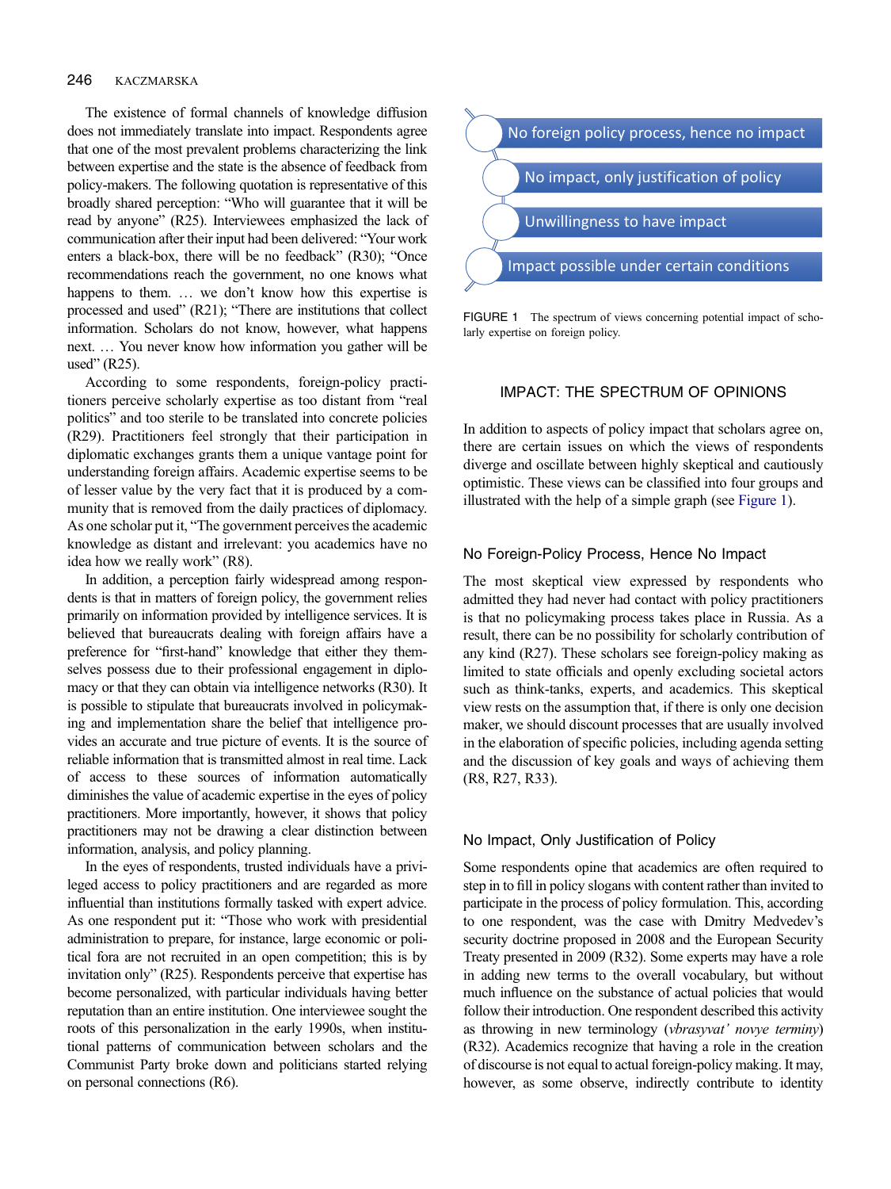The existence of formal channels of knowledge diffusion does not immediately translate into impact. Respondents agree that one of the most prevalent problems characterizing the link between expertise and the state is the absence of feedback from policy-makers. The following quotation is representative of this broadly shared perception: "Who will guarantee that it will be read by anyone" (R25). Interviewees emphasized the lack of communication after their input had been delivered: "Your work enters a black-box, there will be no feedback" (R30); "Once recommendations reach the government, no one knows what happens to them. … we don't know how this expertise is processed and used" (R21); "There are institutions that collect information. Scholars do not know, however, what happens next. … You never know how information you gather will be used" (R25).

According to some respondents, foreign-policy practitioners perceive scholarly expertise as too distant from "real politics" and too sterile to be translated into concrete policies (R29). Practitioners feel strongly that their participation in diplomatic exchanges grants them a unique vantage point for understanding foreign affairs. Academic expertise seems to be of lesser value by the very fact that it is produced by a community that is removed from the daily practices of diplomacy. As one scholar put it, "The government perceives the academic knowledge as distant and irrelevant: you academics have no idea how we really work" (R8).

In addition, a perception fairly widespread among respondents is that in matters of foreign policy, the government relies primarily on information provided by intelligence services. It is believed that bureaucrats dealing with foreign affairs have a preference for "first-hand" knowledge that either they themselves possess due to their professional engagement in diplomacy or that they can obtain via intelligence networks (R30). It is possible to stipulate that bureaucrats involved in policymaking and implementation share the belief that intelligence provides an accurate and true picture of events. It is the source of reliable information that is transmitted almost in real time. Lack of access to these sources of information automatically diminishes the value of academic expertise in the eyes of policy practitioners. More importantly, however, it shows that policy practitioners may not be drawing a clear distinction between information, analysis, and policy planning.

In the eyes of respondents, trusted individuals have a privileged access to policy practitioners and are regarded as more influential than institutions formally tasked with expert advice. As one respondent put it: "Those who work with presidential administration to prepare, for instance, large economic or political fora are not recruited in an open competition; this is by invitation only" (R25). Respondents perceive that expertise has become personalized, with particular individuals having better reputation than an entire institution. One interviewee sought the roots of this personalization in the early 1990s, when institutional patterns of communication between scholars and the Communist Party broke down and politicians started relying on personal connections (R6).

- No foreign policy process, hence no impact
- No impact, only justification of policy
- Unwillingness to have impact
- Impact possible under certain conditions

FIGURE 1 The spectrum of views concerning potential impact of scholarly expertise on foreign policy.

## IMPACT: THE SPECTRUM OF OPINIONS

In addition to aspects of policy impact that scholars agree on, there are certain issues on which the views of respondents diverge and oscillate between highly skeptical and cautiously optimistic. These views can be classified into four groups and illustrated with the help of a simple graph (see Figure 1).

### No Foreign-Policy Process, Hence No Impact

The most skeptical view expressed by respondents who admitted they had never had contact with policy practitioners is that no policymaking process takes place in Russia. As a result, there can be no possibility for scholarly contribution of any kind (R27). These scholars see foreign-policy making as limited to state officials and openly excluding societal actors such as think-tanks, experts, and academics. This skeptical view rests on the assumption that, if there is only one decision maker, we should discount processes that are usually involved in the elaboration of specific policies, including agenda setting and the discussion of key goals and ways of achieving them (R8, R27, R33).

### No Impact, Only Justification of Policy

Some respondents opine that academics are often required to step in to fill in policy slogans with content rather than invited to participate in the process of policy formulation. This, according to one respondent, was the case with Dmitry Medvedev's security doctrine proposed in 2008 and the European Security Treaty presented in 2009 (R32). Some experts may have a role in adding new terms to the overall vocabulary, but without much influence on the substance of actual policies that would follow their introduction. One respondent described this activity as throwing in new terminology (*vbrasyvat' novye terminy*) (R32). Academics recognize that having a role in the creation of discourse is not equal to actual foreign-policy making. It may, however, as some observe, indirectly contribute to identity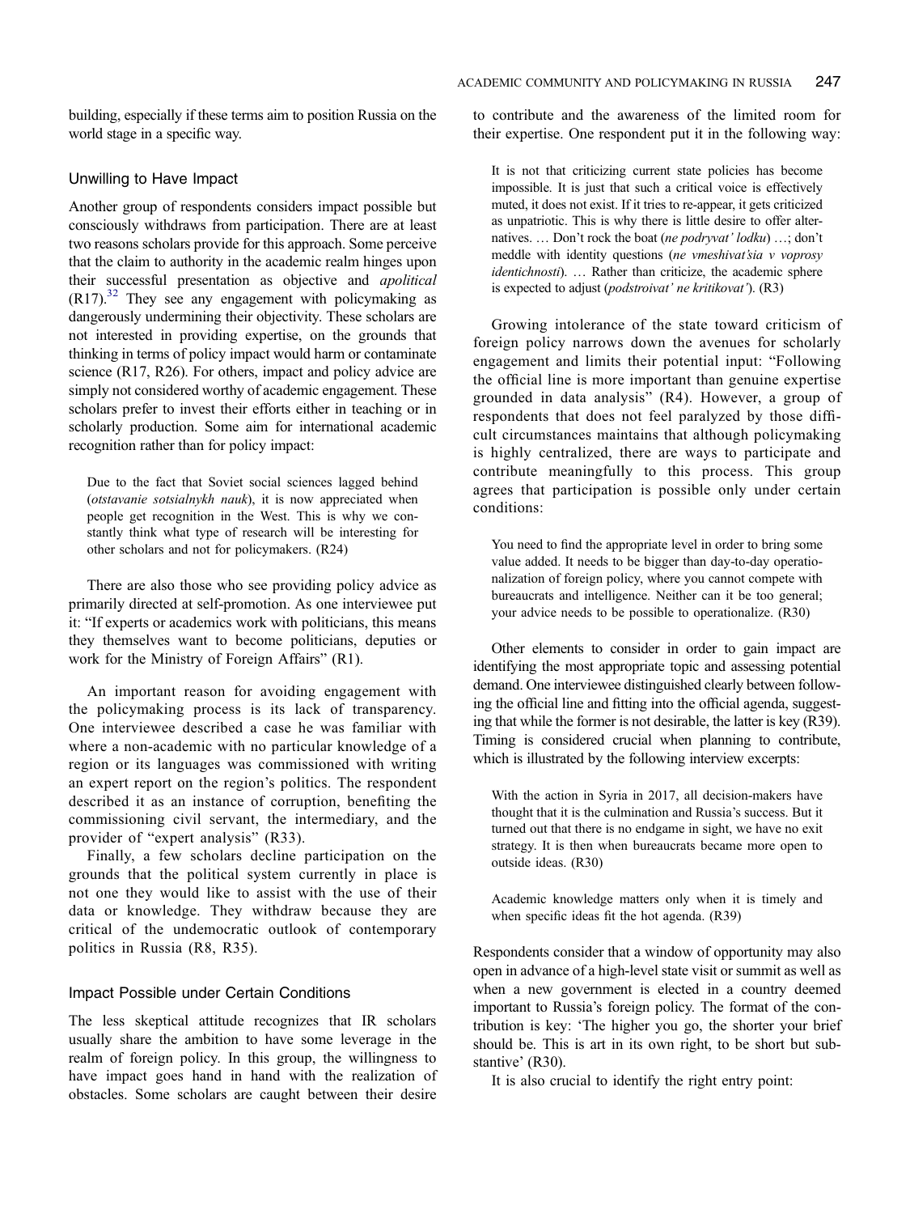building, especially if these terms aim to position Russia on the world stage in a specific way.

### Unwilling to Have Impact

Another group of respondents considers impact possible but consciously withdraws from participation. There are at least two reasons scholars provide for this approach. Some perceive that the claim to authority in the academic realm hinges upon their successful presentation as objective and *apolitical* (R17).[32] They see any engagement with policymaking as dangerously undermining their objectivity. These scholars are not interested in providing expertise, on the grounds that thinking in terms of policy impact would harm or contaminate science (R17, R26). For others, impact and policy advice are simply not considered worthy of academic engagement. These scholars prefer to invest their efforts either in teaching or in scholarly production. Some aim for international academic recognition rather than for policy impact:

> Due to the fact that Soviet social sciences lagged behind (*otstavanie sotsialnykh nauk*), it is now appreciated when people get recognition in the West. This is why we constantly think what type of research will be interesting for other scholars and not for policymakers. (R24)

There are also those who see providing policy advice as primarily directed at self-promotion. As one interviewee put it: "If experts or academics work with politicians, this means they themselves want to become politicians, deputies or work for the Ministry of Foreign Affairs" (R1).

An important reason for avoiding engagement with the policymaking process is its lack of transparency. One interviewee described a case he was familiar with where a non-academic with no particular knowledge of a region or its languages was commissioned with writing an expert report on the region's politics. The respondent described it as an instance of corruption, benefiting the commissioning civil servant, the intermediary, and the provider of "expert analysis" (R33).

Finally, a few scholars decline participation on the grounds that the political system currently in place is not one they would like to assist with the use of their data or knowledge. They withdraw because they are critical of the undemocratic outlook of contemporary politics in Russia (R8, R35).

### Impact Possible under Certain Conditions

The less skeptical attitude recognizes that IR scholars usually share the ambition to have some leverage in the realm of foreign policy. In this group, the willingness to have impact goes hand in hand with the realization of obstacles. Some scholars are caught between their desire to contribute and the awareness of the limited room for their expertise. One respondent put it in the following way:

> It is not that criticizing current state policies has become impossible. It is just that such a critical voice is effectively muted, it does not exist. If it tries to re-appear, it gets criticized as unpatriotic. This is why there is little desire to offer alternatives. … Don't rock the boat (*ne podryvat' lodku*) …; don't meddle with identity questions (*ne vmeshivat'sia v voprosy identichnosti*). … Rather than criticize, the academic sphere is expected to adjust (*podstroivat' ne kritikovat'*). (R3)

Growing intolerance of the state toward criticism of foreign policy narrows down the avenues for scholarly engagement and limits their potential input: "Following the official line is more important than genuine expertise grounded in data analysis" (R4). However, a group of respondents that does not feel paralyzed by those difficult circumstances maintains that although policymaking is highly centralized, there are ways to participate and contribute meaningfully to this process. This group agrees that participation is possible only under certain conditions:

> You need to find the appropriate level in order to bring some value added. It needs to be bigger than day-to-day operationalization of foreign policy, where you cannot compete with bureaucrats and intelligence. Neither can it be too general; your advice needs to be possible to operationalize. (R30)

Other elements to consider in order to gain impact are identifying the most appropriate topic and assessing potential demand. One interviewee distinguished clearly between following the official line and fitting into the official agenda, suggesting that while the former is not desirable, the latter is key (R39). Timing is considered crucial when planning to contribute, which is illustrated by the following interview excerpts:

> With the action in Syria in 2017, all decision-makers have thought that it is the culmination and Russia's success. But it turned out that there is no endgame in sight, we have no exit strategy. It is then when bureaucrats became more open to outside ideas. (R30)

> Academic knowledge matters only when it is timely and when specific ideas fit the hot agenda. (R39)

Respondents consider that a window of opportunity may also open in advance of a high-level state visit or summit as well as when a new government is elected in a country deemed important to Russia's foreign policy. The format of the contribution is key: 'The higher you go, the shorter your brief should be. This is art in its own right, to be short but substantive' (R30).

It is also crucial to identify the right entry point: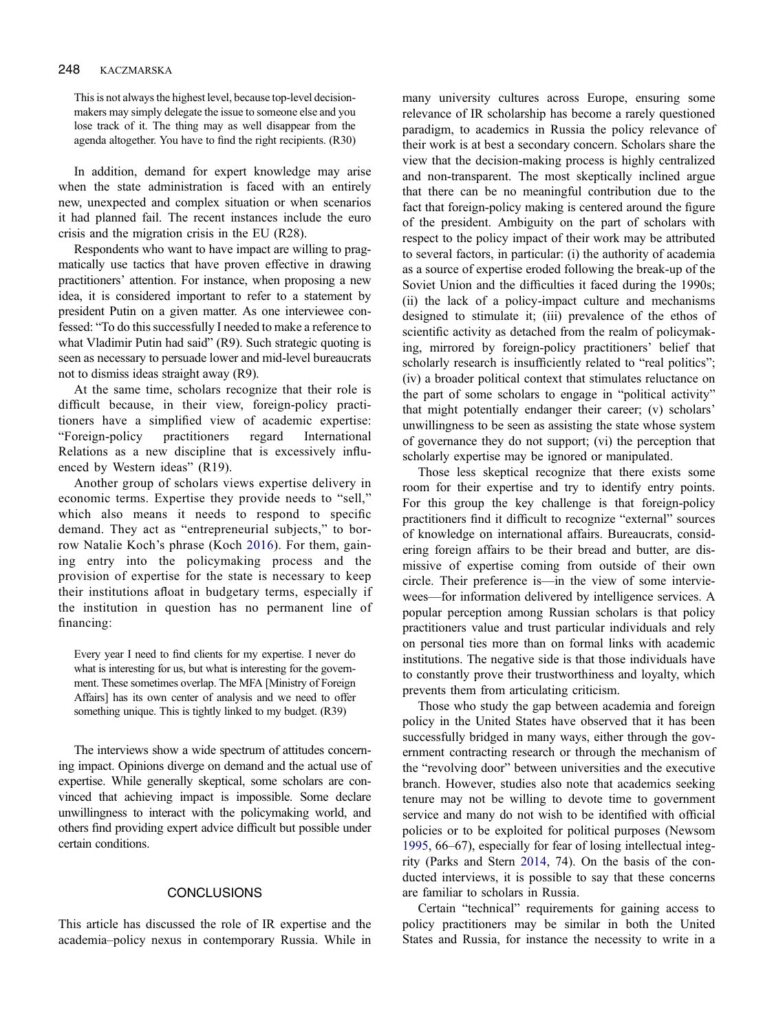> This is not always the highest level, because top-level decision-makers may simply delegate the issue to someone else and you lose track of it. The thing may as well disappear from the agenda altogether. You have to find the right recipients. (R30)

In addition, demand for expert knowledge may arise when the state administration is faced with an entirely new, unexpected and complex situation or when scenarios it had planned fail. The recent instances include the euro crisis and the migration crisis in the EU (R28).

Respondents who want to have impact are willing to pragmatically use tactics that have proven effective in drawing practitioners' attention. For instance, when proposing a new idea, it is considered important to refer to a statement by president Putin on a given matter. As one interviewee confessed: "To do this successfully I needed to make a reference to what Vladimir Putin had said" (R9). Such strategic quoting is seen as necessary to persuade lower and mid-level bureaucrats not to dismiss ideas straight away (R9).

At the same time, scholars recognize that their role is difficult because, in their view, foreign-policy practitioners have a simplified view of academic expertise: "Foreign-policy practitioners regard International Relations as a new discipline that is excessively influenced by Western ideas" (R19).

Another group of scholars views expertise delivery in economic terms. Expertise they provide needs to "sell," which also means it needs to respond to specific demand. They act as "entrepreneurial subjects," to borrow Natalie Koch's phrase (Koch 2016). For them, gaining entry into the policymaking process and the provision of expertise for the state is necessary to keep their institutions afloat in budgetary terms, especially if the institution in question has no permanent line of financing:

> Every year I need to find clients for my expertise. I never do what is interesting for us, but what is interesting for the government. These sometimes overlap. The MFA [Ministry of Foreign Affairs] has its own center of analysis and we need to offer something unique. This is tightly linked to my budget. (R39)

The interviews show a wide spectrum of attitudes concerning impact. Opinions diverge on demand and the actual use of expertise. While generally skeptical, some scholars are convinced that achieving impact is impossible. Some declare unwillingness to interact with the policymaking world, and others find providing expert advice difficult but possible under certain conditions.

## CONCLUSIONS

This article has discussed the role of IR expertise and the academia–policy nexus in contemporary Russia. While in many university cultures across Europe, ensuring some relevance of IR scholarship has become a rarely questioned paradigm, to academics in Russia the policy relevance of their work is at best a secondary concern. Scholars share the view that the decision-making process is highly centralized and non-transparent. The most skeptically inclined argue that there can be no meaningful contribution due to the fact that foreign-policy making is centered around the figure of the president. Ambiguity on the part of scholars with respect to the policy impact of their work may be attributed to several factors, in particular: (i) the authority of academia as a source of expertise eroded following the break-up of the Soviet Union and the difficulties it faced during the 1990s; (ii) the lack of a policy-impact culture and mechanisms designed to stimulate it; (iii) prevalence of the ethos of scientific activity as detached from the realm of policymaking, mirrored by foreign-policy practitioners' belief that scholarly research is insufficiently related to "real politics"; (iv) a broader political context that stimulates reluctance on the part of some scholars to engage in "political activity" that might potentially endanger their career; (v) scholars' unwillingness to be seen as assisting the state whose system of governance they do not support; (vi) the perception that scholarly expertise may be ignored or manipulated.

Those less skeptical recognize that there exists some room for their expertise and try to identify entry points. For this group the key challenge is that foreign-policy practitioners find it difficult to recognize "external" sources of knowledge on international affairs. Bureaucrats, considering foreign affairs to be their bread and butter, are dismissive of expertise coming from outside of their own circle. Their preference is—in the view of some interviewees—for information delivered by intelligence services. A popular perception among Russian scholars is that policy practitioners value and trust particular individuals and rely on personal ties more than on formal links with academic institutions. The negative side is that those individuals have to constantly prove their trustworthiness and loyalty, which prevents them from articulating criticism.

Those who study the gap between academia and foreign policy in the United States have observed that it has been successfully bridged in many ways, either through the government contracting research or through the mechanism of the "revolving door" between universities and the executive branch. However, studies also note that academics seeking tenure may not be willing to devote time to government service and many do not wish to be identified with official policies or to be exploited for political purposes (Newsom 1995, 66–67), especially for fear of losing intellectual integrity (Parks and Stern 2014, 74). On the basis of the conducted interviews, it is possible to say that these concerns are familiar to scholars in Russia.

Certain "technical" requirements for gaining access to policy practitioners may be similar in both the United States and Russia, for instance the necessity to write in a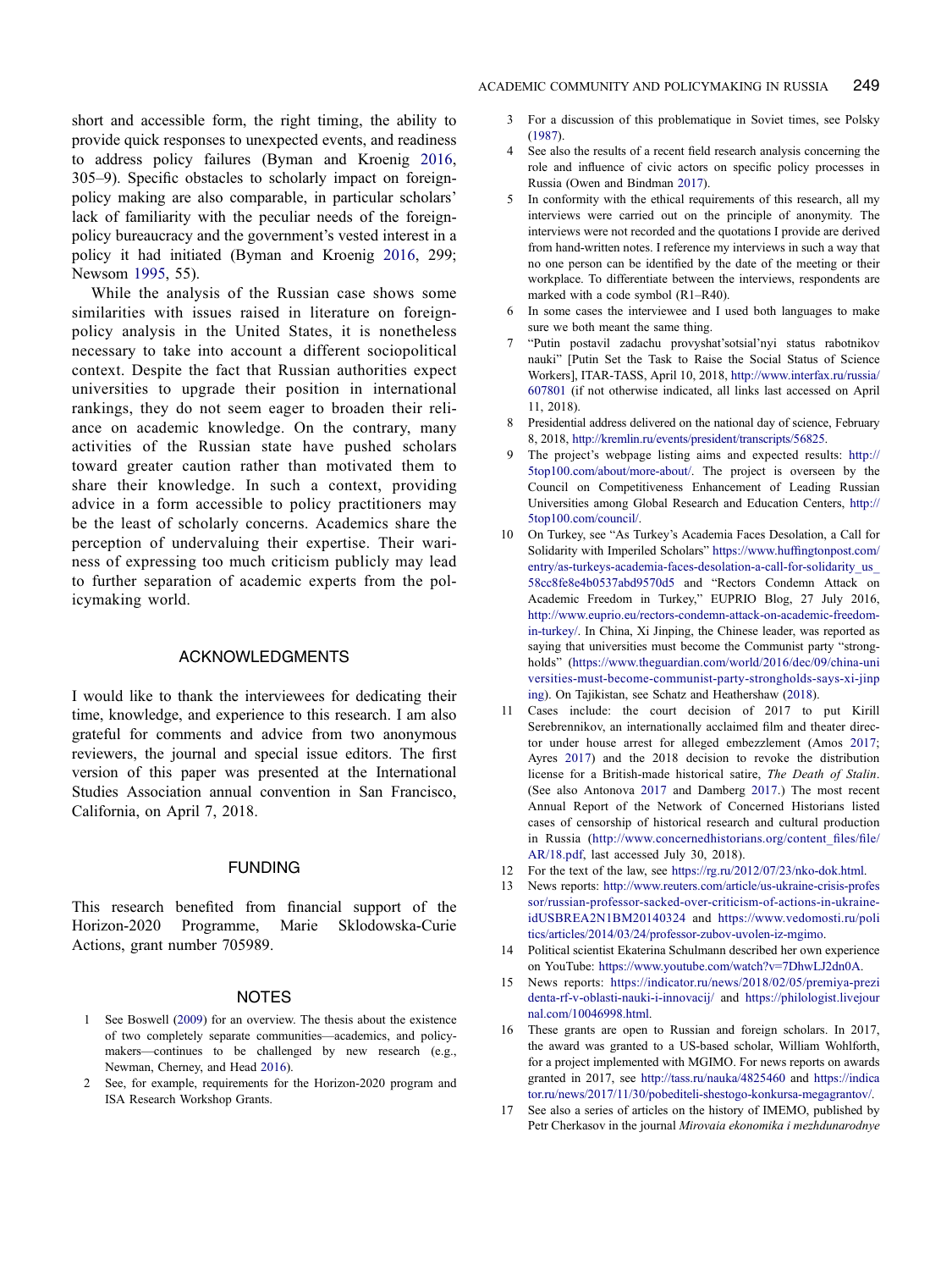short and accessible form, the right timing, the ability to provide quick responses to unexpected events, and readiness to address policy failures (Byman and Kroenig 2016, 305–9). Specific obstacles to scholarly impact on foreign-policy making are also comparable, in particular scholars' lack of familiarity with the peculiar needs of the foreign-policy bureaucracy and the government's vested interest in a policy it had initiated (Byman and Kroenig 2016, 299; Newsom 1995, 55).

While the analysis of the Russian case shows some similarities with issues raised in literature on foreign-policy analysis in the United States, it is nonetheless necessary to take into account a different sociopolitical context. Despite the fact that Russian authorities expect universities to upgrade their position in international rankings, they do not seem eager to broaden their reliance on academic knowledge. On the contrary, many activities of the Russian state have pushed scholars toward greater caution rather than motivated them to share their knowledge. In such a context, providing advice in a form accessible to policy practitioners may be the least of scholarly concerns. Academics share the perception of undervaluing their expertise. Their wariness of expressing too much criticism publicly may lead to further separation of academic experts from the policymaking world.

## ACKNOWLEDGMENTS

I would like to thank the interviewees for dedicating their time, knowledge, and experience to this research. I am also grateful for comments and advice from two anonymous reviewers, the journal and special issue editors. The first version of this paper was presented at the International Studies Association annual convention in San Francisco, California, on April 7, 2018.

## FUNDING

This research benefited from financial support of the Horizon-2020 Programme, Marie Sklodowska-Curie Actions, grant number 705989.

## NOTES

1. See Boswell (2009) for an overview. The thesis about the existence of two completely separate communities—academics, and policy-makers—continues to be challenged by new research (e.g., Newman, Cherney, and Head 2016).
2. See, for example, requirements for the Horizon-2020 program and ISA Research Workshop Grants.
3. For a discussion of this problematique in Soviet times, see Polsky (1987).
4. See also the results of a recent field research analysis concerning the role and influence of civic actors on specific policy processes in Russia (Owen and Bindman 2017).
5. In conformity with the ethical requirements of this research, all my interviews were carried out on the principle of anonymity. The interviews were not recorded and the quotations I provide are derived from hand-written notes. I reference my interviews in such a way that no one person can be identified by the date of the meeting or their workplace. To differentiate between the interviews, respondents are marked with a code symbol (R1–R40).
6. In some cases the interviewee and I used both languages to make sure we both meant the same thing.
7. "Putin postavil zadachu provyshat'sotsial'nyi status rabotnikov nauki" [Putin Set the Task to Raise the Social Status of Science Workers], ITAR-TASS, April 10, 2018, http://www.interfax.ru/russia/607801 (if not otherwise indicated, all links last accessed on April 11, 2018).
8. Presidential address delivered on the national day of science, February 8, 2018, http://kremlin.ru/events/president/transcripts/56825.
9. The project's webpage listing aims and expected results: http://5top100.com/about/more-about/. The project is overseen by the Council on Competitiveness Enhancement of Leading Russian Universities among Global Research and Education Centers, http://5top100.com/council/.
10. On Turkey, see "As Turkey's Academia Faces Desolation, a Call for Solidarity with Imperiled Scholars" https://www.huffingtonpost.com/entry/as-turkeys-academia-faces-desolation-a-call-for-solidarity_us_58cc8fe8e4b0537abd9570d5 and "Rectors Condemn Attack on Academic Freedom in Turkey," EUPRIO Blog, 27 July 2016, http://www.euprio.eu/rectors-condemn-attack-on-academic-freedom-in-turkey/. In China, Xi Jinping, the Chinese leader, was reported as saying that universities must become the Communist party "strongholds" (https://www.theguardian.com/world/2016/dec/09/china-universities-must-become-communist-party-strongholds-says-xi-jinping). On Tajikistan, see Schatz and Heathershaw (2018).
11. Cases include: the court decision of 2017 to put Kirill Serebrennikov, an internationally acclaimed film and theater director under house arrest for alleged embezzlement (Amos 2017; Ayres 2017) and the 2018 decision to revoke the distribution license for a British-made historical satire, *The Death of Stalin*. (See also Antonova 2017 and Damberg 2017.) The most recent Annual Report of the Network of Concerned Historians listed cases of censorship of historical research and cultural production in Russia (http://www.concernedhistorians.org/content_files/file/AR/18.pdf, last accessed July 30, 2018).
12. For the text of the law, see https://rg.ru/2012/07/23/nko-dok.html.
13. News reports: http://www.reuters.com/article/us-ukraine-crisis-professor/russian-professor-sacked-over-criticism-of-actions-in-ukraine-idUSBREA2N1BM20140324 and https://www.vedomosti.ru/politics/articles/2014/03/24/professor-zubov-uvolen-iz-mgimo.
14. Political scientist Ekaterina Schulmann described her own experience on YouTube: https://www.youtube.com/watch?v=7DhwLJ2dn0A.
15. News reports: https://indicator.ru/news/2018/02/05/premiya-prezidenta-rf-v-oblasti-nauki-i-innovacij/ and https://philologist.livejournal.com/10046998.html.
16. These grants are open to Russian and foreign scholars. In 2017, the award was granted to a US-based scholar, William Wohlforth, for a project implemented with MGIMO. For news reports on awards granted in 2017, see http://tass.ru/nauka/4825460 and https://indicator.ru/news/2017/11/30/pobediteli-shestogo-konkursa-megagrantov/.
17. See also a series of articles on the history of IMEMO, published by Petr Cherkasov in the journal *Mirovaia ekonomika i mezhdunarodnye*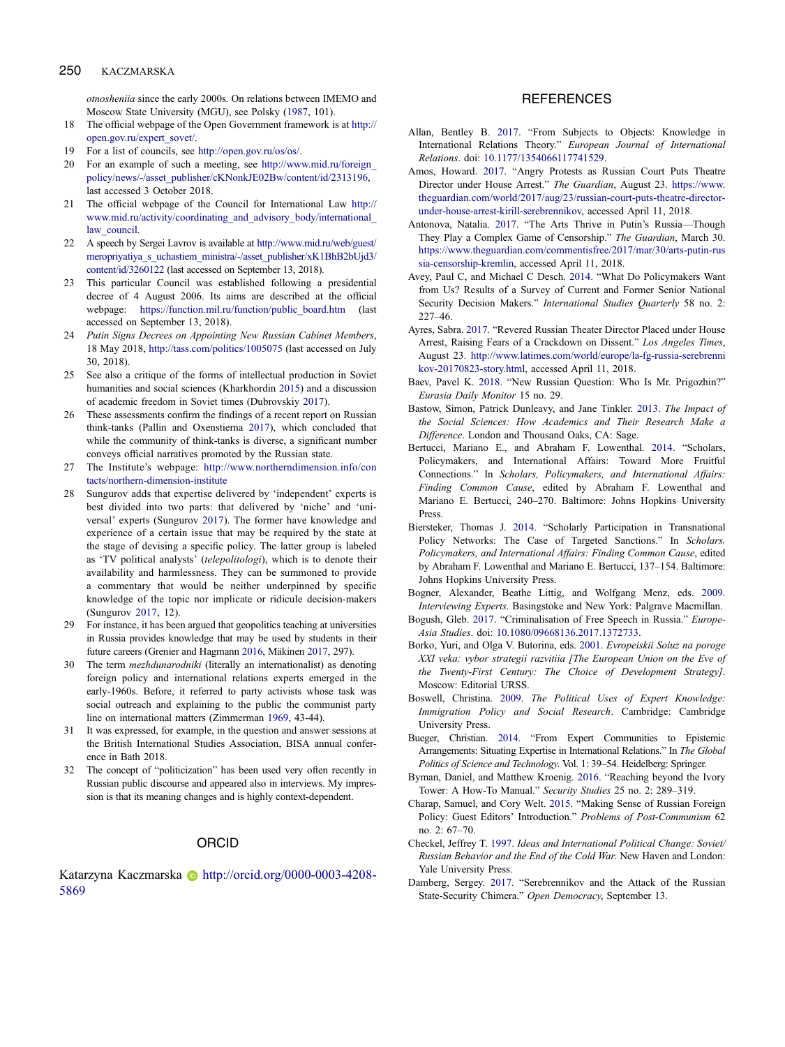*otnosheniia* since the early 2000s. On relations between IMEMO and Moscow State University (MGU), see Polsky (1987, 101).

18 The official webpage of the Open Government framework is at http://open.gov.ru/expert_sovet/.

19 For a list of councils, see http://open.gov.ru/os/os/.

20 For an example of such a meeting, see http://www.mid.ru/foreign_policy/news/-/asset_publisher/cKNonkJE02Bw/content/id/2313196, last accessed 3 October 2018.

21 The official webpage of the Council for International Law http://www.mid.ru/activity/coordinating_and_advisory_body/international_law_council.

22 A speech by Sergei Lavrov is available at http://www.mid.ru/web/guest/meropriyatiya_s_uchastiem_ministra/-/asset_publisher/xK1BhB2bUjd3/content/id/3260122 (last accessed on September 13, 2018).

23 This particular Council was established following a presidential decree of 4 August 2006. Its aims are described at the official webpage: https://function.mil.ru/function/public_board.htm (last accessed on September 13, 2018).

24 *Putin Signs Decrees on Appointing New Russian Cabinet Members*, 18 May 2018, http://tass.com/politics/1005075 (last accessed on July 30, 2018).

25 See also a critique of the forms of intellectual production in Soviet humanities and social sciences (Kharkhordin 2015) and a discussion of academic freedom in Soviet times (Dubrovskiy 2017).

26 These assessments confirm the findings of a recent report on Russian think-tanks (Pallin and Oxenstierna 2017), which concluded that while the community of think-tanks is diverse, a significant number conveys official narratives promoted by the Russian state.

27 The Institute's webpage: http://www.northerndimension.info/contacts/northern-dimension-institute

28 Sungurov adds that expertise delivered by 'independent' experts is best divided into two parts: that delivered by 'niche' and 'universal' experts (Sungurov 2017). The former have knowledge and experience of a certain issue that may be required by the state at the stage of devising a specific policy. The latter group is labeled as 'TV political analysts' (*telepolitologi*), which is to denote their availability and harmlessness. They can be summoned to provide a commentary that would be neither underpinned by specific knowledge of the topic nor implicate or ridicule decision-makers (Sungurov 2017, 12).

29 For instance, it has been argued that geopolitics teaching at universities in Russia provides knowledge that may be used by students in their future careers (Grenier and Hagmann 2016, Mäkinen 2017, 297).

30 The term *mezhdunarodniki* (literally an internationalist) as denoting foreign policy and international relations experts emerged in the early-1960s. Before, it referred to party activists whose task was social outreach and explaining to the public the communist party line on international matters (Zimmerman 1969, 43-44).

31 It was expressed, for example, in the question and answer sessions at the British International Studies Association, BISA annual conference in Bath 2018.

32 The concept of "politicization" has been used very often recently in Russian public discourse and appeared also in interviews. My impression is that its meaning changes and is highly context-dependent.

## ORCID

Katarzyna Kaczmarska http://orcid.org/0000-0003-4208-5869

## REFERENCES

Allan, Bentley B. 2017. "From Subjects to Objects: Knowledge in International Relations Theory." *European Journal of International Relations*. doi: 10.1177/1354066117741529.

Amos, Howard. 2017. "Angry Protests as Russian Court Puts Theatre Director under House Arrest." *The Guardian*, August 23. https://www.theguardian.com/world/2017/aug/23/russian-court-puts-theatre-director-under-house-arrest-kirill-serebrennikov, accessed April 11, 2018.

Antonova, Natalia. 2017. "The Arts Thrive in Putin's Russia—Though They Play a Complex Game of Censorship." *The Guardian*, March 30. https://www.theguardian.com/commentisfree/2017/mar/30/arts-putin-russia-censorship-kremlin, accessed April 11, 2018.

Avey, Paul C, and Michael C Desch. 2014. "What Do Policymakers Want from Us? Results of a Survey of Current and Former Senior National Security Decision Makers." *International Studies Quarterly* 58 no. 2: 227–46.

Ayres, Sabra. 2017. "Revered Russian Theater Director Placed under House Arrest, Raising Fears of a Crackdown on Dissent." *Los Angeles Times*, August 23. http://www.latimes.com/world/europe/la-fg-russia-serebrennikov-20170823-story.html, accessed April 11, 2018.

Baev, Pavel K. 2018. "New Russian Question: Who Is Mr. Prigozhin?" *Eurasia Daily Monitor* 15 no. 29.

Bastow, Simon, Patrick Dunleavy, and Jane Tinkler. 2013. *The Impact of the Social Sciences: How Academics and Their Research Make a Difference*. London and Thousand Oaks, CA: Sage.

Bertucci, Mariano E., and Abraham F. Lowenthal. 2014. "Scholars, Policymakers, and International Affairs: Toward More Fruitful Connections." In *Scholars, Policymakers, and International Affairs: Finding Common Cause*, edited by Abraham F. Lowenthal and Mariano E. Bertucci, 240–270. Baltimore: Johns Hopkins University Press.

Biersteker, Thomas J. 2014. "Scholarly Participation in Transnational Policy Networks: The Case of Targeted Sanctions." In *Scholars, Policymakers, and International Affairs: Finding Common Cause*, edited by Abraham F. Lowenthal and Mariano E. Bertucci, 137–154. Baltimore: Johns Hopkins University Press.

Bogner, Alexander, Beathe Littig, and Wolfgang Menz, eds. 2009. *Interviewing Experts*. Basingstoke and New York: Palgrave Macmillan.

Bogush, Gleb. 2017. "Criminalisation of Free Speech in Russia." *Europe-Asia Studies*. doi: 10.1080/09668136.2017.1372733.

Borko, Yuri, and Olga V. Butorina, eds. 2001. *Evropeiskii Soiuz na poroge XXI veka: vybor strategii razvitiia [The European Union on the Eve of the Twenty-First Century: The Choice of Development Strategy]*. Moscow: Editorial URSS.

Boswell, Christina. 2009. *The Political Uses of Expert Knowledge: Immigration Policy and Social Research*. Cambridge: Cambridge University Press.

Bueger, Christian. 2014. "From Expert Communities to Epistemic Arrangements: Situating Expertise in International Relations." In *The Global Politics of Science and Technology*. Vol. 1: 39–54. Heidelberg: Springer.

Byman, Daniel, and Matthew Kroenig. 2016. "Reaching beyond the Ivory Tower: A How-To Manual." *Security Studies* 25 no. 2: 289–319.

Charap, Samuel, and Cory Welt. 2015. "Making Sense of Russian Foreign Policy: Guest Editors' Introduction." *Problems of Post-Communism* 62 no. 2: 67–70.

Checkel, Jeffrey T. 1997. *Ideas and International Political Change: Soviet/Russian Behavior and the End of the Cold War*. New Haven and London: Yale University Press.

Damberg, Sergey. 2017. "Serebrennikov and the Attack of the Russian State-Security Chimera." *Open Democracy*, September 13.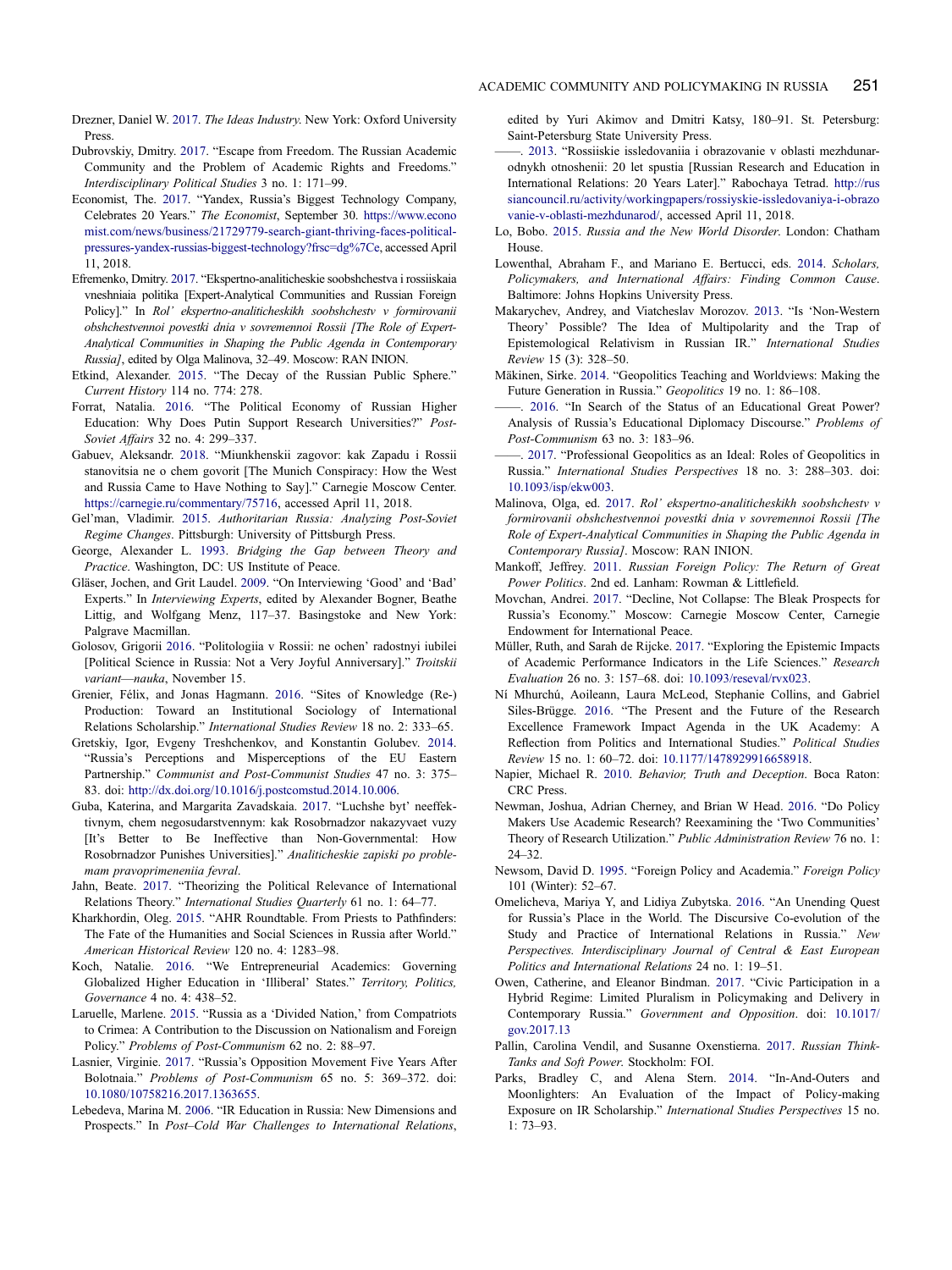Drezner, Daniel W. 2017. *The Ideas Industry*. New York: Oxford University Press.

Dubrovskiy, Dmitry. 2017. "Escape from Freedom. The Russian Academic Community and the Problem of Academic Rights and Freedoms." *Interdisciplinary Political Studies* 3 no. 1: 171–99.

Economist, The. 2017. "Yandex, Russia's Biggest Technology Company, Celebrates 20 Years." *The Economist*, September 30. https://www.economist.com/news/business/21729779-search-giant-thriving-faces-political-pressures-yandex-russias-biggest-technology?frsc=dg%7Ce, accessed April 11, 2018.

Efremenko, Dmitry. 2017. "Ekspertno-analiticheskie soobshchestva i rossiiskaia vneshniaia politika [Expert-Analytical Communities and Russian Foreign Policy]." In *Rol' ekspertno-analiticheskikh soobshchestv v formirovanii obshchestvennoi povestki dnia v sovremennoi Rossii [The Role of Expert-Analytical Communities in Shaping the Public Agenda in Contemporary Russia]*, edited by Olga Malinova, 32–49. Moscow: RAN INION.

Etkind, Alexander. 2015. "The Decay of the Russian Public Sphere." *Current History* 114 no. 774: 278.

Forrat, Natalia. 2016. "The Political Economy of Russian Higher Education: Why Does Putin Support Research Universities?" *Post-Soviet Affairs* 32 no. 4: 299–337.

Gabuev, Aleksandr. 2018. "Miunkhenskii zagovor: kak Zapadu i Rossii stanovitsia ne o chem govorit [The Munich Conspiracy: How the West and Russia Came to Have Nothing to Say]." Carnegie Moscow Center. https://carnegie.ru/commentary/75716, accessed April 11, 2018.

Gel'man, Vladimir. 2015. *Authoritarian Russia: Analyzing Post-Soviet Regime Changes*. Pittsburgh: University of Pittsburgh Press.

George, Alexander L. 1993. *Bridging the Gap between Theory and Practice*. Washington, DC: US Institute of Peace.

Gläser, Jochen, and Grit Laudel. 2009. "On Interviewing 'Good' and 'Bad' Experts." In *Interviewing Experts*, edited by Alexander Bogner, Beathe Littig, and Wolfgang Menz, 117–37. Basingstoke and New York: Palgrave Macmillan.

Golosov, Grigorii 2016. "Politologiia v Rossii: ne ochen' radostnyi iubilei [Political Science in Russia: Not a Very Joyful Anniversary]." *Troitskii variant—nauka*, November 15.

Grenier, Félix, and Jonas Hagmann. 2016. "Sites of Knowledge (Re-) Production: Toward an Institutional Sociology of International Relations Scholarship." *International Studies Review* 18 no. 2: 333–65.

Gretskiy, Igor, Evgeny Treshchenkov, and Konstantin Golubev. 2014. "Russia's Perceptions and Misperceptions of the EU Eastern Partnership." *Communist and Post-Communist Studies* 47 no. 3: 375–83. doi: http://dx.doi.org/10.1016/j.postcomstud.2014.10.006.

Guba, Katerina, and Margarita Zavadskaia. 2017. "Luchshe byt' neeffektivnym, chem negosudarstvennym: kak Rosobrnadzor nakazyvaet vuzy [It's Better to Be Ineffective than Non-Governmental: How Rosobrnadzor Punishes Universities]." *Analiticheskie zapiski po problemam pravoprimeneniia fevral*.

Jahn, Beate. 2017. "Theorizing the Political Relevance of International Relations Theory." *International Studies Quarterly* 61 no. 1: 64–77.

Kharkhordin, Oleg. 2015. "AHR Roundtable. From Priests to Pathfinders: The Fate of the Humanities and Social Sciences in Russia after World." *American Historical Review* 120 no. 4: 1283–98.

Koch, Natalie. 2016. "We Entrepreneurial Academics: Governing Globalized Higher Education in 'Illiberal' States." *Territory, Politics, Governance* 4 no. 4: 438–52.

Laruelle, Marlene. 2015. "Russia as a 'Divided Nation,' from Compatriots to Crimea: A Contribution to the Discussion on Nationalism and Foreign Policy." *Problems of Post-Communism* 62 no. 2: 88–97.

Lasnier, Virginie. 2017. "Russia's Opposition Movement Five Years After Bolotnaia." *Problems of Post-Communism* 65 no. 5: 369–372. doi: 10.1080/10758216.2017.1363655.

Lebedeva, Marina M. 2006. "IR Education in Russia: New Dimensions and Prospects." In *Post–Cold War Challenges to International Relations*, edited by Yuri Akimov and Dmitri Katsy, 180–91. St. Petersburg: Saint-Petersburg State University Press.

——. 2013. "Rossiiskie issledovaniia i obrazovanie v oblasti mezhdunarodnykh otnoshenii: 20 let spustia [Russian Research and Education in International Relations: 20 Years Later]." Rabochaya Tetrad. http://russiancouncil.ru/activity/workingpapers/rossiyskie-issledovaniya-i-obrazovanie-v-oblasti-mezhdunarod/, accessed April 11, 2018.

Lo, Bobo. 2015. *Russia and the New World Disorder*. London: Chatham House.

Lowenthal, Abraham F., and Mariano E. Bertucci, eds. 2014. *Scholars, Policymakers, and International Affairs: Finding Common Cause*. Baltimore: Johns Hopkins University Press.

Makarychev, Andrey, and Viatcheslav Morozov. 2013. "Is 'Non-Western Theory' Possible? The Idea of Multipolarity and the Trap of Epistemological Relativism in Russian IR." *International Studies Review* 15 (3): 328–50.

Mäkinen, Sirke. 2014. "Geopolitics Teaching and Worldviews: Making the Future Generation in Russia." *Geopolitics* 19 no. 1: 86–108.

——. 2016. "In Search of the Status of an Educational Great Power? Analysis of Russia's Educational Diplomacy Discourse." *Problems of Post-Communism* 63 no. 3: 183–96.

——. 2017. "Professional Geopolitics as an Ideal: Roles of Geopolitics in Russia." *International Studies Perspectives* 18 no. 3: 288–303. doi: 10.1093/isp/ekw003.

Malinova, Olga, ed. 2017. *Rol' ekspertno-analiticheskikh soobshchestv v formirovanii obshchestvennoi povestki dnia v sovremennoi Rossii [The Role of Expert-Analytical Communities in Shaping the Public Agenda in Contemporary Russia]*. Moscow: RAN INION.

Mankoff, Jeffrey. 2011. *Russian Foreign Policy: The Return of Great Power Politics*. 2nd ed. Lanham: Rowman & Littlefield.

Movchan, Andrei. 2017. "Decline, Not Collapse: The Bleak Prospects for Russia's Economy." Moscow: Carnegie Moscow Center, Carnegie Endowment for International Peace.

Müller, Ruth, and Sarah de Rijcke. 2017. "Exploring the Epistemic Impacts of Academic Performance Indicators in the Life Sciences." *Research Evaluation* 26 no. 3: 157–68. doi: 10.1093/reseval/rvx023.

Ní Mhurchú, Aoileann, Laura McLeod, Stephanie Collins, and Gabriel Siles-Brügge. 2016. "The Present and the Future of the Research Excellence Framework Impact Agenda in the UK Academy: A Reflection from Politics and International Studies." *Political Studies Review* 15 no. 1: 60–72. doi: 10.1177/1478929916658918.

Napier, Michael R. 2010. *Behavior, Truth and Deception*. Boca Raton: CRC Press.

Newman, Joshua, Adrian Cherney, and Brian W Head. 2016. "Do Policy Makers Use Academic Research? Reexamining the 'Two Communities' Theory of Research Utilization." *Public Administration Review* 76 no. 1: 24–32.

Newsom, David D. 1995. "Foreign Policy and Academia." *Foreign Policy* 101 (Winter): 52–67.

Omelicheva, Mariya Y, and Lidiya Zubytska. 2016. "An Unending Quest for Russia's Place in the World. The Discursive Co-evolution of the Study and Practice of International Relations in Russia." *New Perspectives. Interdisciplinary Journal of Central & East European Politics and International Relations* 24 no. 1: 19–51.

Owen, Catherine, and Eleanor Bindman. 2017. "Civic Participation in a Hybrid Regime: Limited Pluralism in Policymaking and Delivery in Contemporary Russia." *Government and Opposition*. doi: 10.1017/gov.2017.13

Pallin, Carolina Vendil, and Susanne Oxenstierna. 2017. *Russian Think-Tanks and Soft Power*. Stockholm: FOI.

Parks, Bradley C, and Alena Stern. 2014. "In-And-Outers and Moonlighters: An Evaluation of the Impact of Policy-making Exposure on IR Scholarship." *International Studies Perspectives* 15 no. 1: 73–93.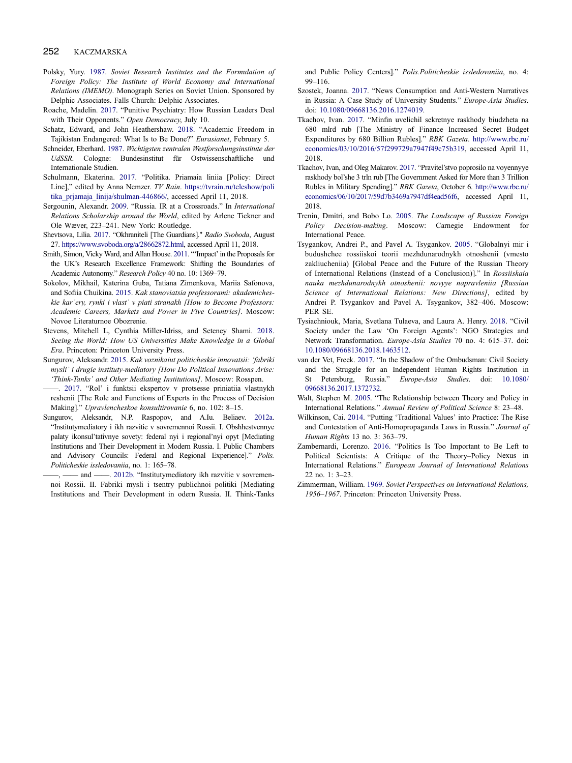Polsky, Yury. 1987. *Soviet Research Institutes and the Formulation of Foreign Policy: The Institute of World Economy and International Relations (IMEMO)*. Monograph Series on Soviet Union. Sponsored by Delphic Associates. Falls Church: Delphic Associates.

Roache, Madelin. 2017. "Punitive Psychiatry: How Russian Leaders Deal with Their Opponents." *Open Democracy*, July 10.

Schatz, Edward, and John Heathershaw. 2018. "Academic Freedom in Tajikistan Endangered: What Is to Be Done?" *Eurasianet*, February 5.

Schneider, Eberhard. 1987. *Wichtigsten zentralen Westforschungsinstitute der UdSSR*. Cologne: Bundesinstitut für Ostwissenschaftliche und Internationale Studien.

Schulmann, Ekaterina. 2017. "Politika. Priamaia liniia [Policy: Direct Line]," edited by Anna Nemzer. *TV Rain*. https://tvrain.ru/teleshow/politika_prjamaja_linija/shulman-446866/, accessed April 11, 2018.

Sergounin, Alexandr. 2009. "Russia. IR at a Crossroads." In *International Relations Scholarship around the World*, edited by Arlene Tickner and Ole Wæver, 223–241. New York: Routledge.

Shevtsova, Lilia. 2017. "Okhraniteli [The Guardians]." *Radio Svoboda*, August 27. https://www.svoboda.org/a/28662872.html, accessed April 11, 2018.

Smith, Simon, Vicky Ward, and Allan House. 2011. "'Impact' in the Proposals for the UK's Research Excellence Framework: Shifting the Boundaries of Academic Autonomy." *Research Policy* 40 no. 10: 1369–79.

Sokolov, Mikhail, Katerina Guba, Tatiana Zimenkova, Mariia Safonova, and Sofiia Chuikina. 2015. *Kak stanoviatsia professorami: akademicheskie kar'ery, rynki i vlast' v piati stranakh [How to Become Professors: Academic Careers, Markets and Power in Five Countries]*. Moscow: Novoe Literaturnoe Obozrenie.

Stevens, Mitchell L, Cynthia Miller-Idriss, and Seteney Shami. 2018. *Seeing the World: How US Universities Make Knowledge in a Global Era*. Princeton: Princeton University Press.

Sungurov, Aleksandr. 2015. *Kak voznikaiut politicheskie innovatsii: 'fabriki mysli' i drugie instituty-mediatory [How Do Political Innovations Arise: 'Think-Tanks' and Other Mediating Institutions]*. Moscow: Rosspen.

——. 2017. "Rol' i funktsii ekspertov v protsesse priniatiia vlastnykh reshenii [The Role and Functions of Experts in the Process of Decision Making]." *Upravlencheskoe konsultirovanie* 6, no. 102: 8–15.

Sungurov, Aleksandr, N.P. Raspopov, and A.Iu. Beliaev. 2012a. "Institutymediatory i ikh razvitie v sovremennoi Rossii. I. Obshhestvennye palaty ikonsul'tativnye sovety: federal nyi i regional'nyi opyt [Mediating Institutions and Their Development in Modern Russia. I. Public Chambers and Advisory Councils: Federal and Regional Experience]." *Polis. Politicheskie issledovaniia*, no. 1: 165–78.

——, —— and ——. 2012b. "Institutymediatory ikh razvitie v sovremennoi Rossii. II. Fabriki mysli i tsentry publichnoi politiki [Mediating Institutions and Their Development in odern Russia. II. Think-Tanks and Public Policy Centers]." *Polis.Politicheskie issledovaniia*, no. 4: 99–116.

Szostek, Joanna. 2017. "News Consumption and Anti-Western Narratives in Russia: A Case Study of University Students." *Europe-Asia Studies*. doi: 10.1080/09668136.2016.1274019.

Tkachov, Ivan. 2017. "Minfin uvelichil sekretnye raskhody biudzheta na 680 mlrd rub [The Ministry of Finance Increased Secret Budget Expenditures by 680 Billion Rubles]." *RBK Gazeta*. http://www.rbc.ru/economics/03/10/2016/57f299729a7947f49c75b319, accessed April 11, 2018.

Tkachov, Ivan, and Oleg Makarov. 2017. "Pravitel'stvo poprosilo na voyennyye raskhody bol'she 3 trln rub [The Government Asked for More than 3 Trillion Rubles in Military Spending]." *RBK Gazeta*, October 6. http://www.rbc.ru/economics/06/10/2017/59d7b3469a7947df4ead56f6, accessed April 11, 2018.

Trenin, Dmitri, and Bobo Lo. 2005. *The Landscape of Russian Foreign Policy Decision-making*. Moscow: Carnegie Endowment for International Peace.

Tsygankov, Andrei P., and Pavel A. Tsygankov. 2005. "Globalnyi mir i budushchee rossiiskoi teorii mezhdunarodnykh otnoshenii (vmesto zakliucheniia) [Global Peace and the Future of the Russian Theory of International Relations (Instead of a Conclusion)]." In *Rossiiskaia nauka mezhdunarodnykh otnoshenii: novyye napravleniia [Russian Science of International Relations: New Directions]*, edited by Andrei P. Tsygankov and Pavel A. Tsygankov, 382–406. Moscow: PER SE.

Tysiachniouk, Maria, Svetlana Tulaeva, and Laura A. Henry. 2018. "Civil Society under the Law 'On Foreign Agents': NGO Strategies and Network Transformation. *Europe-Asia Studies* 70 no. 4: 615–37. doi: 10.1080/09668136.2018.1463512.

van der Vet, Freek. 2017. "In the Shadow of the Ombudsman: Civil Society and the Struggle for an Independent Human Rights Institution in St Petersburg, Russia." *Europe-Asia Studies*. doi: 10.1080/09668136.2017.1372732.

Walt, Stephen M. 2005. "The Relationship between Theory and Policy in International Relations." *Annual Review of Political Science* 8: 23–48.

Wilkinson, Cai. 2014. "Putting 'Traditional Values' into Practice: The Rise and Contestation of Anti-Homopropaganda Laws in Russia." *Journal of Human Rights* 13 no. 3: 363–79.

Zambernardi, Lorenzo. 2016. "Politics Is Too Important to Be Left to Political Scientists: A Critique of the Theory–Policy Nexus in International Relations." *European Journal of International Relations* 22 no. 1: 3–23.

Zimmerman, William. 1969. *Soviet Perspectives on International Relations, 1956–1967*. Princeton: Princeton University Press.